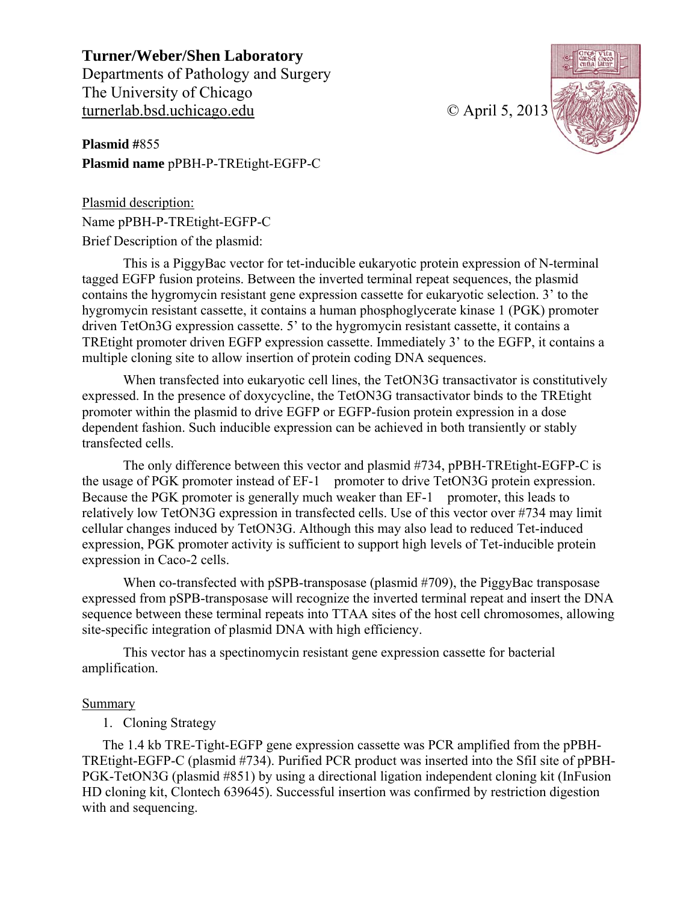**Turner/Weber/Shen Laboratory**
Departments of Pathology and Surgery
The University of Chicago
turnerlab.bsd.uchicago.edu

© April 5, 2013

**Plasmid #**855
**Plasmid name** pPBH-P-TREtight-EGFP-C

Plasmid description:

Name pPBH-P-TREtight-EGFP-C

Brief Description of the plasmid:

This is a PiggyBac vector for tet-inducible eukaryotic protein expression of N-terminal tagged EGFP fusion proteins. Between the inverted terminal repeat sequences, the plasmid contains the hygromycin resistant gene expression cassette for eukaryotic selection. 3' to the hygromycin resistant cassette, it contains a human phosphoglycerate kinase 1 (PGK) promoter driven TetOn3G expression cassette. 5' to the hygromycin resistant cassette, it contains a TREtight promoter driven EGFP expression cassette. Immediately 3' to the EGFP, it contains a multiple cloning site to allow insertion of protein coding DNA sequences.

When transfected into eukaryotic cell lines, the TetON3G transactivator is constitutively expressed. In the presence of doxycycline, the TetON3G transactivator binds to the TREtight promoter within the plasmid to drive EGFP or EGFP-fusion protein expression in a dose dependent fashion. Such inducible expression can be achieved in both transiently or stably transfected cells.

The only difference between this vector and plasmid #734, pPBH-TREtight-EGFP-C is the usage of PGK promoter instead of EF-1 promoter to drive TetON3G protein expression. Because the PGK promoter is generally much weaker than EF-1 promoter, this leads to relatively low TetON3G expression in transfected cells. Use of this vector over #734 may limit cellular changes induced by TetON3G. Although this may also lead to reduced Tet-induced expression, PGK promoter activity is sufficient to support high levels of Tet-inducible protein expression in Caco-2 cells.

When co-transfected with pSPB-transposase (plasmid #709), the PiggyBac transposase expressed from pSPB-transposase will recognize the inverted terminal repeat and insert the DNA sequence between these terminal repeats into TTAA sites of the host cell chromosomes, allowing site-specific integration of plasmid DNA with high efficiency.

This vector has a spectinomycin resistant gene expression cassette for bacterial amplification.

Summary

1. Cloning Strategy

The 1.4 kb TRE-Tight-EGFP gene expression cassette was PCR amplified from the pPBH-TREtight-EGFP-C (plasmid #734). Purified PCR product was inserted into the SfiI site of pPBH-PGK-TetON3G (plasmid #851) by using a directional ligation independent cloning kit (InFusion HD cloning kit, Clontech 639645). Successful insertion was confirmed by restriction digestion with and sequencing.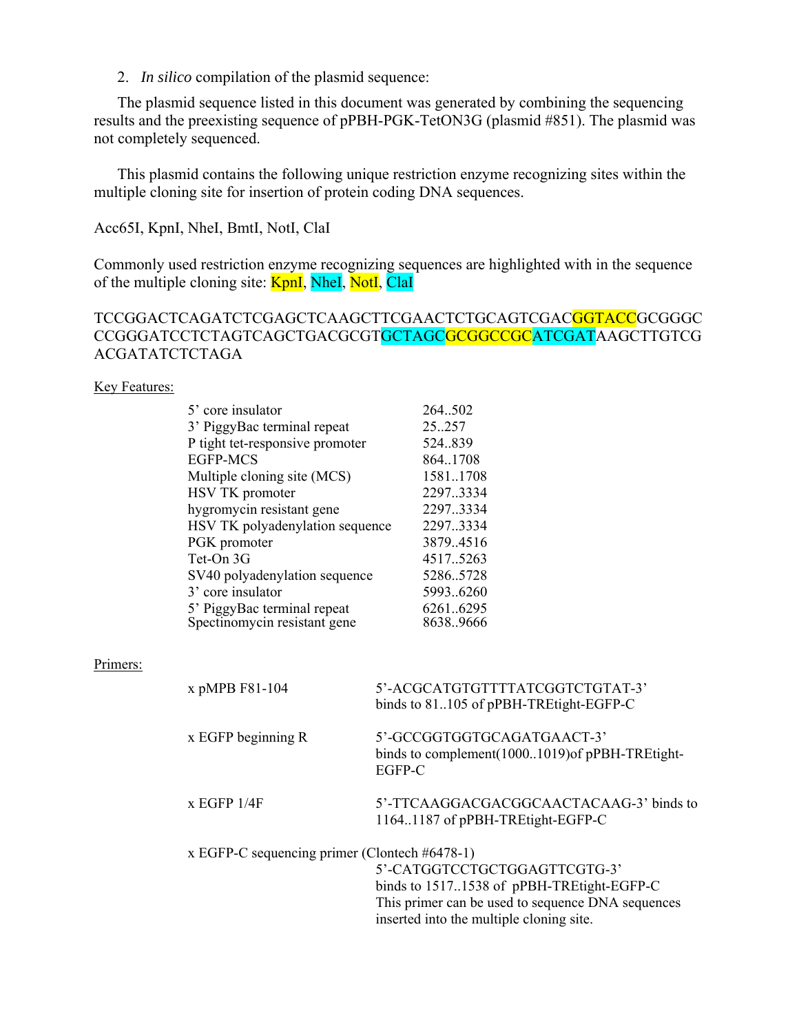2. *In silico* compilation of the plasmid sequence:

The plasmid sequence listed in this document was generated by combining the sequencing results and the preexisting sequence of pPBH-PGK-TetON3G (plasmid #851). The plasmid was not completely sequenced.

This plasmid contains the following unique restriction enzyme recognizing sites within the multiple cloning site for insertion of protein coding DNA sequences.

Acc65I, KpnI, NheI, BmtI, NotI, ClaI

Commonly used restriction enzyme recognizing sequences are highlighted with in the sequence of the multiple cloning site: KpnI, NheI, NotI, ClaI

TCCGGACTCAGATCTCGAGCTCAAGCTTCGAACTCTGCAGTCGACGGTACCGCGGGC
CCGGGATCCTCTAGTCAGCTGACGCGTGCTAGCGCGGCCGCATCGATAAGCTTGTCG
ACGATATCTCTAGA

Key Features:

| | |
|---|---|
| 5' core insulator | 264..502 |
| 3' PiggyBac terminal repeat | 25..257 |
| P tight tet-responsive promoter | 524..839 |
| EGFP-MCS | 864..1708 |
| Multiple cloning site (MCS) | 1581..1708 |
| HSV TK promoter | 2297..3334 |
| hygromycin resistant gene | 2297..3334 |
| HSV TK polyadenylation sequence | 2297..3334 |
| PGK promoter | 3879..4516 |
| Tet-On 3G | 4517..5263 |
| SV40 polyadenylation sequence | 5286..5728 |
| 3' core insulator | 5993..6260 |
| 5' PiggyBac terminal repeat | 6261..6295 |
| Spectinomycin resistant gene | 8638..9666 |

Primers:

- pMPB F81-104
  5'-ACGCATGTGTTTTATCGGTCTGTAT-3'
  binds to 81..105 of pPBH-TREtight-EGFP-C

- EGFP beginning R
  5'-GCCGGTGGTGCAGATGAACT-3'
  binds to complement(1000..1019)of pPBH-TREtight-EGFP-C

- EGFP 1/4F
  5'-TTCAAGGACGACGGCAACTACAAG-3' binds to 1164..1187 of pPBH-TREtight-EGFP-C

- EGFP-C sequencing primer (Clontech #6478-1)
  5'-CATGGTCCTGCTGGAGTTCGTG-3'
  binds to 1517..1538 of pPBH-TREtight-EGFP-C
  This primer can be used to sequence DNA sequences inserted into the multiple cloning site.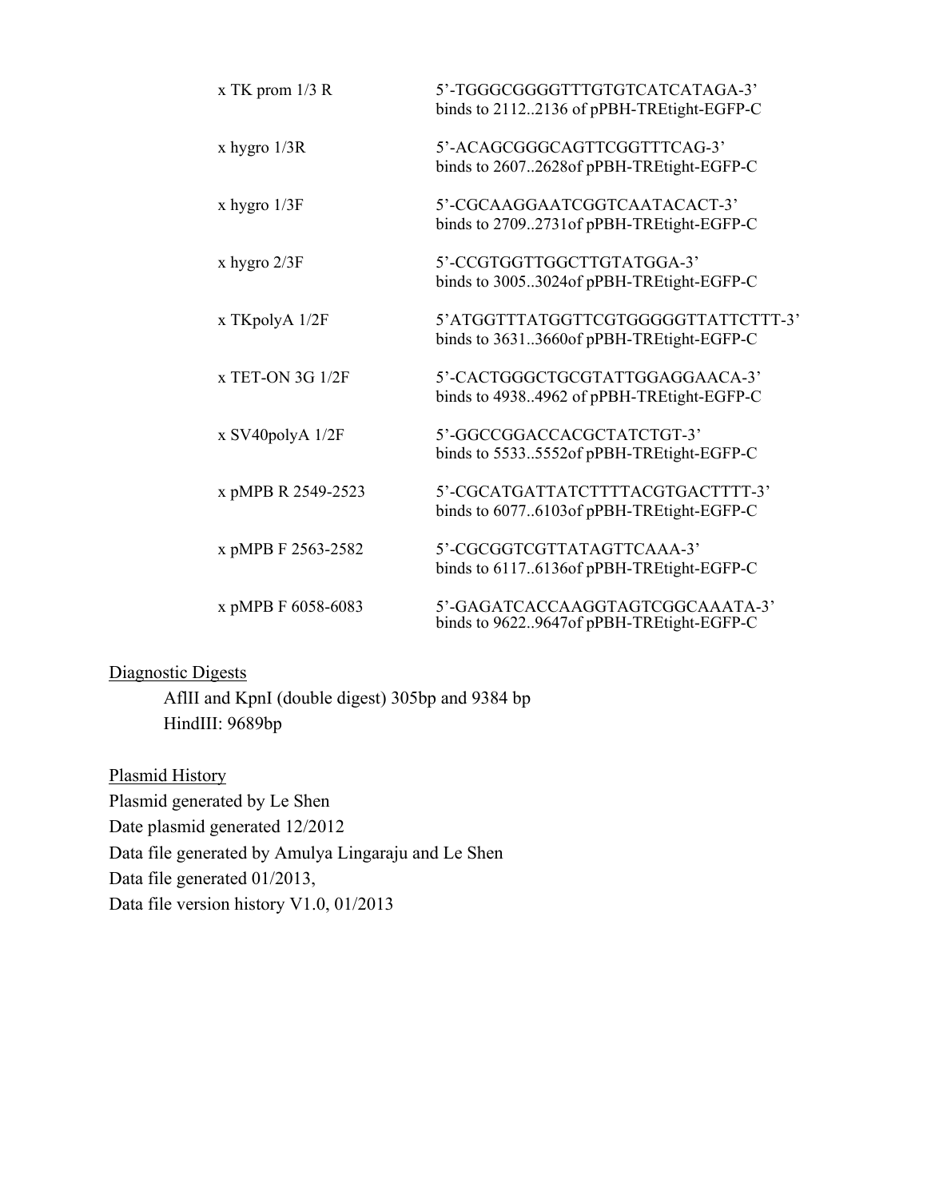| | |
|---|---|
| x TK prom 1/3 R | 5'-TGGGCGGGGTTTGTGTCATCATAGA-3'<br>binds to 2112..2136 of pPBH-TREtight-EGFP-C |
| x hygro 1/3R | 5'-ACAGCGGGCAGTTCGGTTTCAG-3'<br>binds to 2607..2628of pPBH-TREtight-EGFP-C |
| x hygro 1/3F | 5'-CGCAAGGAATCGGTCAATACACT-3'<br>binds to 2709..2731of pPBH-TREtight-EGFP-C |
| x hygro 2/3F | 5'-CCGTGGTTGGCTTGTATGGA-3'<br>binds to 3005..3024of pPBH-TREtight-EGFP-C |
| x TKpolyA 1/2F | 5'ATGGTTTATGGTTCGTGGGGGTTATTCTTT-3'<br>binds to 3631..3660of pPBH-TREtight-EGFP-C |
| x TET-ON 3G 1/2F | 5'-CACTGGGCTGCGTATTGGAGGAACA-3'<br>binds to 4938..4962 of pPBH-TREtight-EGFP-C |
| x SV40polyA 1/2F | 5'-GGCCGGACCACGCTATCTGT-3'<br>binds to 5533..5552of pPBH-TREtight-EGFP-C |
| x pMPB R 2549-2523 | 5'-CGCATGATTATCTTTTACGTGACTTTT-3'<br>binds to 6077..6103of pPBH-TREtight-EGFP-C |
| x pMPB F 2563-2582 | 5'-CGCGGTCGTTATAGTTCAAA-3'<br>binds to 6117..6136of pPBH-TREtight-EGFP-C |
| x pMPB F 6058-6083 | 5'-GAGATCACCAAGGTAGTCGGCAAATA-3'<br>binds to 9622..9647of pPBH-TREtight-EGFP-C |

Diagnostic Digests

AflII and KpnI (double digest) 305bp and 9384 bp
HindIII: 9689bp

Plasmid History

Plasmid generated by Le Shen
Date plasmid generated 12/2012
Data file generated by Amulya Lingaraju and Le Shen
Data file generated 01/2013,
Data file version history V1.0, 01/2013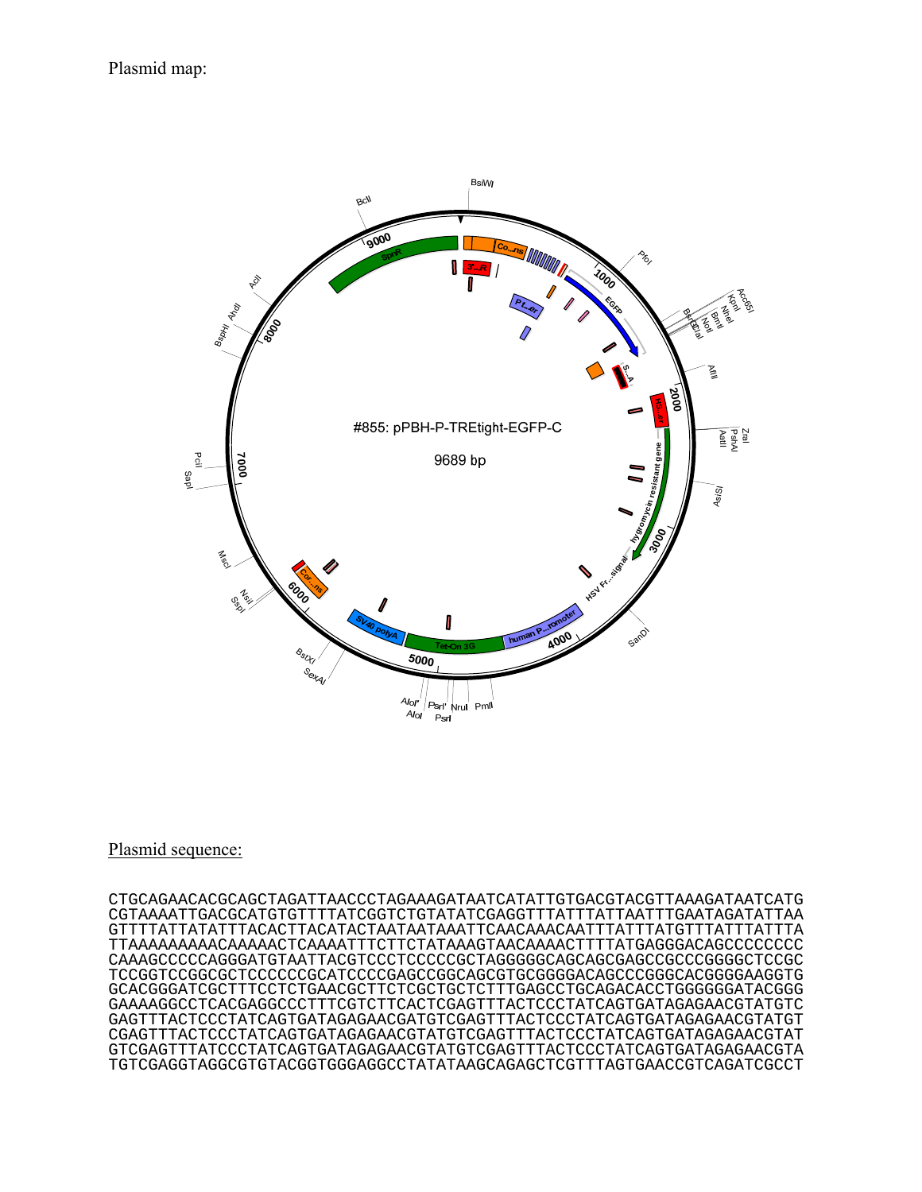Plasmid map:

Plasmid sequence:

```
CTGCAGAACACGCAGCTAGATTAACCCTAGAAAGATAATCATATTGTGACGTACGTTAAAGATAATCATG
CGTAAAATTGACGCATGTGTTTTATCGGTCTGTATATCGAGGTTTATTTATTAATTTGAATAGATATTAA
GTTTTATTATATTTACACTTACATACTAATAATAAATTCAACAAACAATTTATTTATGTTTATTTATTTA
TTAAAAAAAAACAAAAACTCAAAATTTCTTCTATAAAGTAACAAAACTTTTATGAGGGACAGCCCCCCCC
CAAAGCCCCCAGGGATGTAATTACGTCCCTCCCCCGCTAGGGGGCAGCAGCGAGCCGCCCGGGGCTCCGC
TCCGGTCCGGCGCTCCCCCCGCATCCCCGAGCCGGCAGCGTGCGGGGACAGCCCGGGCACGGGGAAGGTG
GCACGGGATCGCTTTCCTCTGAACGCTTCTCGCTGCTCTTTGAGCCTGCAGACACCTGGGGGGATACGGG
GAAAAGGCCTCACGAGGCCCTTTCGTCTTCACTCGAGTTTACTCCCTATCAGTGATAGAGAACGTATGTC
GAGTTTACTCCCTATCAGTGATAGAGAACGATGTCGAGTTTACTCCCTATCAGTGATAGAGAACGTATGT
CGAGTTTACTCCCTATCAGTGATAGAGAACGTATGTCGAGTTTACTCCCTATCAGTGATAGAGAACGTAT
GTCGAGTTTATCCCTATCAGTGATAGAGAACGTATGTCGAGTTTACTCCCTATCAGTGATAGAGAACGTA
TGTCGAGGTAGGCGTGTACGGTGGGAGGCCTATATAAGCAGAGCTCGTTTAGTGAACCGTCAGATCGCCT
```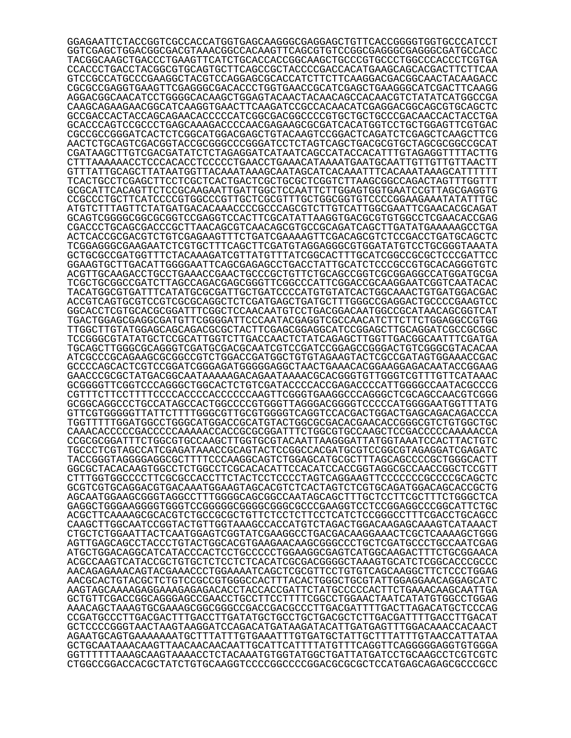```
GGAGAATTCTACCGGTCGCCACCATGGTGAGCAAGGGCGAGGAGCTGTTCACCGGGGTGGTGCCCATCCT
GGTCGAGCTGGACGGCGACGTAAACGGCCACAAGTTCAGCGTGTCCGGCGAGGGCGAGGGCGATGCCACC
TACGGCAAGCTGACCCTGAAGTTCATCTGCACCACCGGCAAGCTGCCCGTGCCCTGGCCCACCCTCGTGA
CCACCCTGACCTACGGCGTGCAGTGCTTCAGCCGCTACCCCGACCACATGAAGCAGCACGACTTCTTCAA
GTCCGCCATGCCCGAAGGCTACGTCCAGGAGCGCACCATCTTCTTCAAGGACGACGGCAACTACAAGACC
CGCGCCGAGGTGAAGTTCGAGGGCGACACCCTGGTGAACCGCATCGAGCTGAAGGGCATCGACTTCAAGG
AGGACGGCAACATCCTGGGGCACAAGCTGGAGTACAACTACAACAGCCACAACGTCTATATCATGGCCGA
CAAGCAGAAGAACGGCATCAAGGTGAACTTCAAGATCCGCCACAACATCGAGGACGGCAGCGTGCAGCTC
GCCGACCACTACCAGCAGAACACCCCCATCGGCGACGGCCCCGTGCTGCTGCCCGACAACCACTACCTGA
GCACCCAGTCCGCCCTGAGCAAAGACCCCAACGAGAAGCGCGATCACATGGTCCTGCTGGAGTTCGTGAC
CGCCGCCGGGATCACTCTCGGCATGGACGAGCTGTACAAGTCCGGACTCAGATCTCGAGCTCAAGCTTCG
AACTCTGCAGTCGACGGTACCGCGGGCCCGGGATCCTCTAGTCAGCTGACGCGTGCTAGCGCGGCCGCAT
CGATAAGCTTGTCGACGATATCTCTAGAGGATCATAATCAGCCATACCACATTTGTAGAGGTTTTACTTG
CTTTAAAAAACCTCCCACACCTCCCCCTGAACCTGAAACATAAAATGAATGCAATTGTTGTTGTTAACTT
GTTTATTGCAGCTTATAATGGTTACAAATAAAGCAATAGCATCACAAATTTCACAAATAAAGCATTTTTT
TCACTGCCTCGAGCTTCCTCGCTCACTGACTCGCTGCGCTCGGTCTTAAGCGGCCAGACTAGTTTGGTTT
GCGCATTCACAGTTCTCCGCAAGAATTGATTGGCTCCAATTCTTGGAGTGGTGAATCCGTTAGCGAGGTG
CCGCCCTGCTTCATCCCCGTGGCCCGTTGCTCGCGTTTGCTGGCGGTGTCCCCGGAAGAAATATATTTGC
ATGTCTTTAGTTCTATGATGACACAAACCCCGCCCAGCGTCTTGTCATTGGCGAATTCGAACACGCAGAT
GCAGTCGGGGCGGCGCGGTCCGAGGTCCACTTCGCATATTAAGGTGACGCGTGTGGCCTCGAACACCGAG
CGACCCTGCAGCGACCCGCTTAACAGCGTCAACAGCGTGCCGCAGATCAGCTTGATATGAAAAAGCCTGA
ACTCACCGCGACGTCTGTCGAGAAGTTTCTGATCGAAAAGTTCGACAGCGTCTCCGACCTGATGCAGCTC
TCGGAGGGCGAAGAATCTCGTGCTTTCAGCTTCGATGTAGGAGGGCGTGGATATGTCCTGCGGGTAAATA
GCTGCGCCGATGGTTTCTACAAAGATCGTTATGTTTATCGGCACTTTGCATCGGCCGCGCTCCCGATTCC
GGAAGTGCTTGACATTGGGGAATTCAGCGAGAGCCTGACCTATTGCATCTCCCGCCGTGCACAGGGTGTC
ACGTTGCAAGACCTGCCTGAAACCGAACTGCCCGCTGTTCTGCAGCCGGTCGCGGAGGCCATGGATGCGA
TCGCTGCGGCCGATCTTAGCCAGACGAGCGGGTTCGGCCCATTCGGACCGCAAGGAATCGGTCAATACAC
TACATGGCGTGATTTCATATGCGCGATTGCTGATCCCCATGTGTATCACTGGCAAACTGTGATGGACGAC
ACCGTCAGTGCGTCCGTCGCGCAGGCTCTCGATGAGCTGATGCTTTGGGCCGAGGACTGCCCCGAAGTCC
GGCACCTCGTGCACGCGGATTTCGGCTCCAACAATGTCCTGACGGACAATGGCCGCATAACAGCGGTCAT
TGACTGGAGCGAGGCGATGTTCGGGGATTCCCAATACGAGGTCGCCAACATCTTCTTCTGGAGGCCGTGG
TTGGCTTGTATGGAGCAGCAGACGCGCTACTTCGAGCGGAGGCATCCGGAGCTTGCAGGATCGCCGCGGC
TCCGGGCGTATATGCTCCGCATTGGTCTTGACCAACTCTATCAGAGCTTGGTTGACGGCAATTTCGATGA
TGCAGCTTGGGCGCAGGGTCGATGCGACGCAATCGTCCGATCCGGAGCCGGGACTGTCGGGCGTACACAA
ATCGCCCGCAGAAGCGCGGCCGTCTGGACCGATGGCTGTGTAGAAGTACTCGCCGATAGTGGAAACCGAC
GCCCCAGCACTCGTCCGGATCGGGAGATGGGGGAGGCTAACTGAAACACGGAAGGAGACAATACCGGAAG
GAACCCGCGCTATGACGGCAATAAAAAGACAGAATAAAACGCACGGGTGTTGGGTCGTTTGTTCATAAAC
GCGGGGTTCGGTCCCAGGGCTGGCACTCTGTCGATACCCCACCGAGACCCCATTGGGGCCAATACGCCCG
CGTTTCTTCCTTTTCCCCACCCCACCCCCCAAGTTCGGGTGAAGGCCCAGGGCTCGCAGCCAACGTCGGG
GCGGCAGGCCCTGCCATAGCCACTGGCCCCGTGGGTTAGGGACGGGGTCCCCCATGGGGAATGGTTTATG
GTTCGTGGGGGTTATTCTTTTGGGCGTTGCGTGGGGTCAGGTCCACGACTGGACTGAGCAGACAGACCCA
TGGTTTTTGGATGGCCTGGGCATGGACCGCATGTACTGGCGCGACACGAACACCGGGCGTCTGTGGCTGC
CAAACACCCCCGACCCCCAAAAACCACCGCGCGGATTTCTGGCGTGCCAAGCTCCGACCCCCAAAAACCA
CCGCGCGGATTTCTGGCGTGCCAAGCTTGGTGCGTACAATTAAGGGATTATGGTAAATCCACTTACTGTC
TGCCCTCGTAGCCATCGAGATAAACCGCAGTACTCCGGCCACGATGCGTCCGGCGTAGAGGATCGAGATC
TACCGGGTAGGGGAGGCGCTTTTCCCAAGGCAGTCTGGAGCATGCGCTTTAGCAGCCCCGCTGGGCACTT
GGCGCTACACAAGTGGCCTCTGGCCTCGCACACATTCCACATCCACCGGTAGGCGCCAACCGGCTCCGTT
CTTTGGTGGCCCCTTCGCGCCACCTTCTACTCCTCCCCTAGTCAGGAAGTTCCCCCCCGCCCCGCAGCTC
GCGTCGTGCAGGACGTGACAAATGGAAGTAGCACGTCTCACTAGTCTCGTGCAGATGGACAGCACCGCTG
AGCAATGGAAGCGGGTAGGCCTTTGGGGCAGCGGCCAATAGCAGCTTTGCTCCTTCGCTTTCTGGGCTCA
GAGGCTGGGAAGGGGTGGGTCCGGGGGCGGGGCGGGCGCCCGAAGGTCCTCCGGAGGCCCGGCATTCTGC
ACGCTTCAAAAGCGCACGTCTGCCGCGCTGTTCTCCTCTTCCTCATCTCCGGGCCTTTCGACCTGCAGCC
CAAGCTTGGCAATCCGGTACTGTTGGTAAAGCCACCATGTCTAGACTGGACAAGAGCAAAGTCATAAACT
CTGCTCTGGAATTACTCAATGGAGTCGGTATCGAAGGCCTGACGACAAGGAAACTCGCTCAAAAGCTGGG
AGTTGAGCAGCCTACCCTGTACTGGCACGTGAAGAACAAGCGGGCCCTGCTCGATGCCCTGCCAATCGAG
ATGCTGGACAGGCATCATACCCACTCCTGCCCCCTGGAAGGCGAGTCATGGCAAGACTTTCTGCGGAACA
ACGCCAAGTCATACCGCTGTGCTCTCCTCTCACATCGCGACGGGGCTAAAGTGCATCTCGGCACCCGCCC
AACAGAGAAACAGTACGAAACCCTGGAAAATCAGCTCGCGTTCCTGTGTCAGCAAGGCTTCTCCCTGGAG
AACGCACTGTACGCTCTGTCCGCCGTGGGCCACTTTACACTGGGCTGCGTATTGGAGGAACAGGAGCATC
AAGTAGCAAAAGAGGAAAGAGAGACACCTACCACCGATTCTATGCCCCCACTTCTGAAACAAGCAATTGA
GCTGTTCGACCGGCAGGGAGCCGAACCTGCCTTCCTTTTCGGCCTGGAACTAATCATATGTGGCCTGGAG
AAACAGCTAAAGTGCGAAAGCGGCGGGCCGACCGACGCCCTTGACGATTTTGACTTAGACATGCTCCCAG
CCGATGCCCTTGACGACTTTGACCTTGATATGCTGCCTGCTGACGCTCTTGACGATTTTGACCTTGACAT
GCTCCCCGGGTAACTAAGTAAGGATCCAGACATGATAAGATACATTGATGAGTTTGGACAAACCACAACT
AGAATGCAGTGAAAAAAATGCTTTATTTGTGAAATTTGTGATGCTATTGCTTTATTTGTAACCATTATAA
GCTGCAATAAACAAGTTAACAACAACAATTGCATTCATTTTATGTTTCAGGTTCAGGGGGAGGTGTGGGA
GGTTTTTTAAAGCAAGTAAAACCTCTACAAATGTGGTATGGCTGATTATGATCCTGCAAGCCTCGTCGTC
CTGGCCGGACCACGCTATCTGTGCAAGGTCCCCGGCCCCGGACGCGCGCTCCATGAGCAGAGCGCCCGCC
```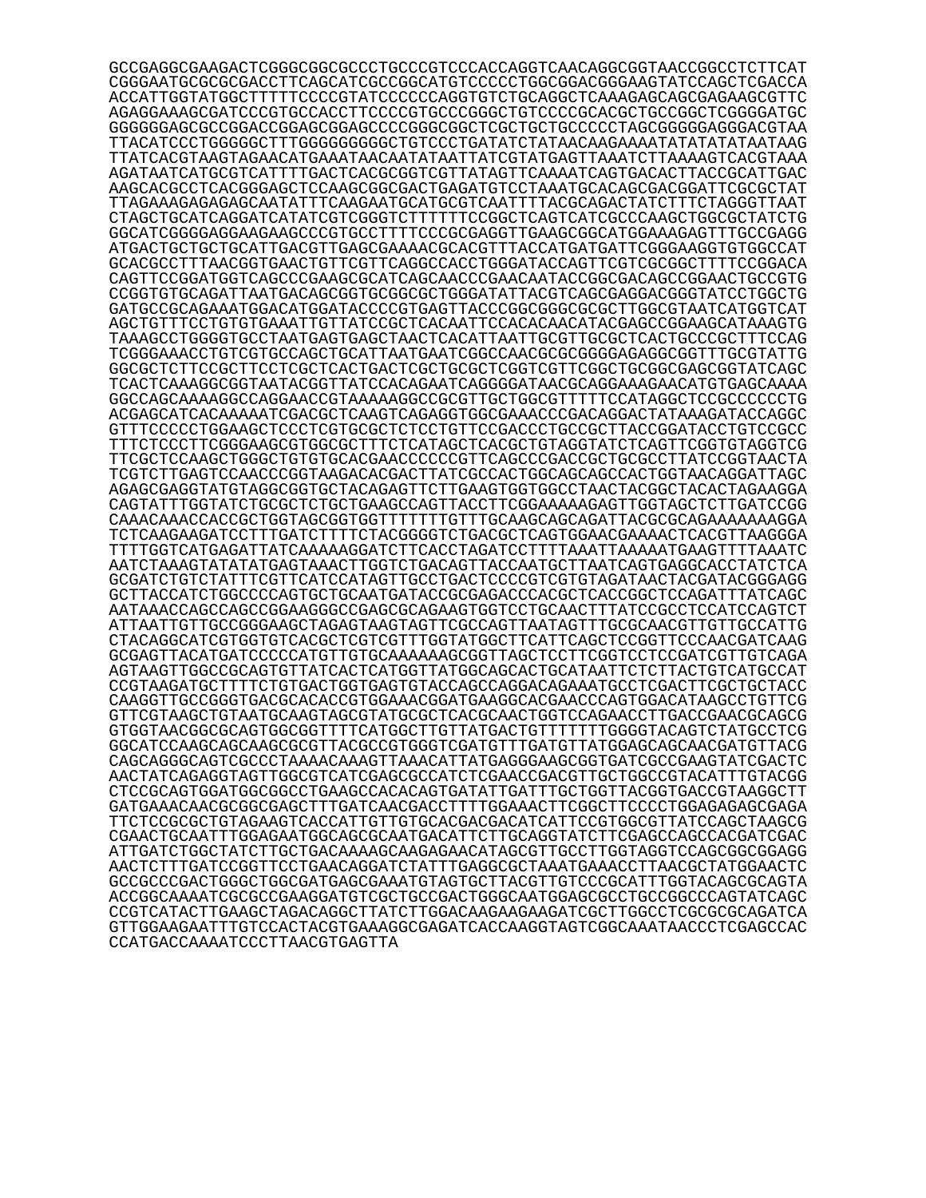```
GCCGAGGCGAAGACTCGGGCGGCGCCCTGCCCGTCCCACCAGGTCAACAGGCGGTAACCGGCCTCTTCAT
CGGGAATGCGCGCGACCTTCAGCATCGCCGGCATGTCCCCCTGGCGGACGGGAAGTATCCAGCTCGACCA
ACCATTGGTATGGCTTTTTCCCCGTATCCCCCCAGGTGTCTGCAGGCTCAAAGAGCAGCGAGAAGCGTTC
AGAGGAAAGCGATCCCGTGCCACCTTCCCCGTGCCCGGGCTGTCCCCGCACGCTGCCGGCTCGGGGATGC
GGGGGGAGCGCCGGACCGGAGCGGAGCCCCGGGCGGCTCGCTGCTGCCCCCTAGCGGGGGAGGGACGTAA
TTACATCCCTGGGGGCTTTGGGGGGGGGCTGTCCCTGATATCTATAACAAGAAAATATATATATAATAAG
TTATCACGTAAGTAGAACATGAAATAACAATATAATTATCGTATGAGTTAAATCTTAAAAGTCACGTAAA
AGATAATCATGCGTCATTTTGACTCACGCGGTCGTTATAGTTCAAAATCAGTGACACTTACCGCATTGAC
AAGCACGCCTCACGGGAGCTCCAAGCGGCGACTGAGATGTCCTAAATGCACAGCGACGGATTCGCGCTAT
TTAGAAAGAGAGAGCAATATTTCAAGAATGCATGCGTCAATTTTACGCAGACTATCTTTCTAGGGTTAAT
CTAGCTGCATCAGGATCATATCGTCGGGTCTTTTTTCCGGCTCAGTCATCGCCCAAGCTGGCGCTATCTG
GGCATCGGGGAGGAAGAAGCCCGTGCCTTTTCCCGCGAGGTTGAAGCGGCATGGAAAGAGTTTGCCGAGG
ATGACTGCTGCTGCATTGACGTTGAGCGAAAACGCACGTTTACCATGATGATTCGGGAAGGTGTGGCCAT
GCACGCCTTTAACGGTGAACTGTTCGTTCAGGCCACCTGGGATACCAGTTCGTCGCGGCTTTTCCGGACA
CAGTTCCGGATGGTCAGCCCGAAGCGCATCAGCAACCCGAACAATACCGGCGACAGCCGGAACTGCCGTG
CCGGTGTGCAGATTAATGACAGCGGTGCGGCGCTGGGATATTACGTCAGCGAGGACGGGTATCCTGGCTG
GATGCCGCAGAAATGGACATGGATACCCCGTGAGTTACCCGGCGGGCGCGCTTGGCGTAATCATGGTCAT
AGCTGTTTCCTGTGTGAAATTGTTATCCGCTCACAATTCCACACAACATACGAGCCGGAAGCATAAAGTG
TAAAGCCTGGGGTGCCTAATGAGTGAGCTAACTCACATTAATTGCGTTGCGCTCACTGCCCGCTTTCCAG
TCGGGAAACCTGTCGTGCCAGCTGCATTAATGAATCGGCCAACGCGCGGGGAGAGGCGGTTTGCGTATTG
GGCGCTCTTCCGCTTCCTCGCTCACTGACTCGCTGCGCTCGGTCGTTCGGCTGCGGCGAGCGGTATCAGC
TCACTCAAAGGCGGTAATACGGTTATCCACAGAATCAGGGGATAACGCAGGAAAGAACATGTGAGCAAAA
GGCCAGCAAAAGGCCAGGAACCGTAAAAAGGCCGCGTTGCTGGCGTTTTTCCATAGGCTCCGCCCCCCTG
ACGAGCATCACAAAAATCGACGCTCAAGTCAGAGGTGGCGAAACCCGACAGGACTATAAAGATACCAGGC
GTTTCCCCCTGGAAGCTCCCTCGTGCGCTCTCCTGTTCCGACCCTGCCGCTTACCGGATACCTGTCCGCC
TTTCTCCCTTCGGGAAGCGTGGCGCTTTCTCATAGCTCACGCTGTAGGTATCTCAGTTCGGTGTAGGTCG
TTCGCTCCAAGCTGGGCTGTGTGCACGAACCCCCCGTTCAGCCCGACCGCTGCGCCTTATCCGGTAACTA
TCGTCTTGAGTCCAACCCGGTAAGACACGACTTATCGCCACTGGCAGCAGCCACTGGTAACAGGATTAGC
AGAGCGAGGTATGTAGGCGGTGCTACAGAGTTCTTGAAGTGGTGGCCTAACTACGGCTACACTAGAAGGA
CAGTATTTGGTATCTGCGCTCTGCTGAAGCCAGTTACCTTCGGAAAAAGAGTTGGTAGCTCTTGATCCGG
CAAACAAACCACCGCTGGTAGCGGTGGTTTTTTTGTTTGCAAGCAGCAGATTACGCGCAGAAAAAAAGGA
TCTCAAGAAGATCCTTTGATCTTTTCTACGGGGTCTGACGCTCAGTGGAACGAAAACTCACGTTAAGGGA
TTTTGGTCATGAGATTATCAAAAAGGATCTTCACCTAGATCCTTTTAAATTAAAAATGAAGTTTTAAATC
AATCTAAAGTATATATGAGTAAACTTGGTCTGACAGTTACCAATGCTTAATCAGTGAGGCACCTATCTCA
GCGATCTGTCTATTTCGTTCATCCATAGTTGCCTGACTCCCCGTCGTGTAGATAACTACGATACGGGAGG
GCTTACCATCTGGCCCCAGTGCTGCAATGATACCGCGAGACCCACGCTCACCGGCTCCAGATTTATCAGC
AATAAACCAGCCAGCCGGAAGGGCCGAGCGCAGAAGTGGTCCTGCAACTTTATCCGCCTCCATCCAGTCT
ATTAATTGTTGCCGGGAAGCTAGAGTAAGTAGTTCGCCAGTTAATAGTTTGCGCAACGTTGTTGCCATTG
CTACAGGCATCGTGGTGTCACGCTCGTCGTTTGGTATGGCTTCATTCAGCTCCGGTTCCCAACGATCAAG
GCGAGTTACATGATCCCCCATGTTGTGCAAAAAAGCGGTTAGCTCCTTCGGTCCTCCGATCGTTGTCAGA
AGTAAGTTGGCCGCAGTGTTATCACTCATGGTTATGGCAGCACTGCATAATTCTCTTACTGTCATGCCAT
CCGTAAGATGCTTTTCTGTGACTGGTGAGTGTACCAGCCAGGACAGAAATGCCTCGACTTCGCTGCTACC
CAAGGTTGCCGGGTGACGCACACCGTGGAAACGGATGAAGGCACGAACCCAGTGGACATAAGCCTGTTCG
GTTCGTAAGCTGTAATGCAAGTAGCGTATGCGCTCACGCAACTGGTCCAGAACCTTGACCGAACGCAGCG
GTGGTAACGGCGCAGTGGCGGTTTTCATGGCTTGTTATGACTGTTTTTTTGGGGTACAGTCTATGCCTCG
GGCATCCAAGCAGCAAGCGCGTTACGCCGTGGGTCGATGTTTGATGTTATGGAGCAGCAACGATGTTACG
CAGCAGGGCAGTCGCCCTAAAACAAAGTTAAACATTATGAGGGAAGCGGTGATCGCCGAAGTATCGACTC
AACTATCAGAGGTAGTTGGCGTCATCGAGCGCCATCTCGAACCGACGTTGCTGGCCGTACATTTGTACGG
CTCCGCAGTGGATGGCGGCCTGAAGCCACACAGTGATATTGATTTGCTGGTTACGGTGACCGTAAGGCTT
GATGAAACAACGCGGCGAGCTTTGATCAACGACCTTTTGGAAACTTCGGCTTCCCCTGGAGAGAGCGAGA
TTCTCCGCGCTGTAGAAGTCACCATTGTTGTGCACGACGACATCATTCCGTGGCGTTATCCAGCTAAGCG
CGAACTGCAATTTGGAGAATGGCAGCGCAATGACATTCTTGCAGGTATCTTCGAGCCAGCCACGATCGAC
ATTGATCTGGCTATCTTGCTGACAAAAGCAAGAGAACATAGCGTTGCCTTGGTAGGTCCAGCGGCGGAGG
AACTCTTTGATCCGGTTCCTGAACAGGATCTATTTGAGGCGCTAAATGAAACCTTAACGCTATGGAACTC
GCCGCCCGACTGGGCTGGCGATGAGCGAAATGTAGTGCTTACGTTGTCCCGCATTTGGTACAGCGCAGTA
ACCGGCAAAATCGCGCCGAAGGATGTCGCTGCCGACTGGGCAATGGAGCGCCTGCCGGCCCAGTATCAGC
CCGTCATACTTGAAGCTAGACAGGCTTATCTTGGACAAGAAGAAGATCGCTTGGCCTCGCGCGCAGATCA
GTTGGAAGAATTTGTCCACTACGTGAAAGGCGAGATCACCAAGGTAGTCGGCAAATAACCCTCGAGCCAC
CCATGACCAAAATCCCTTAACGTGAGTTA
```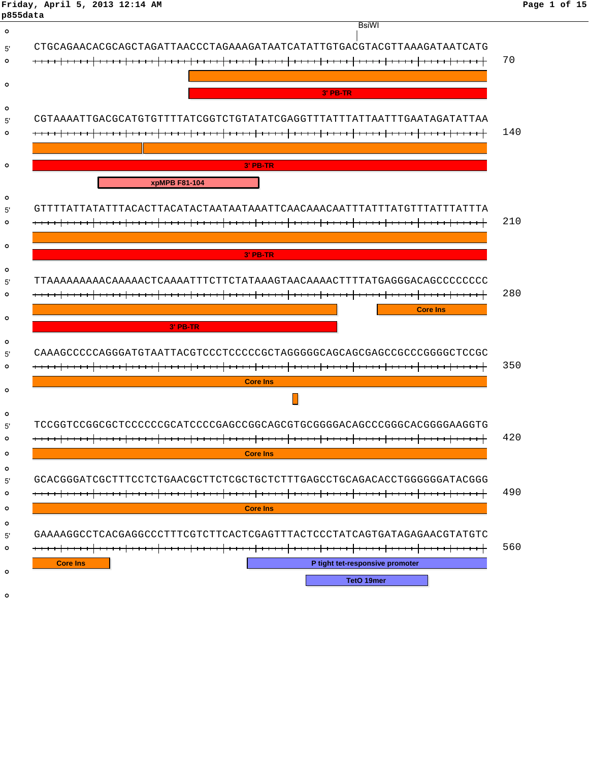p855data

BsiWI

```
5' CTGCAGAACACGCAGCTAGATTAACCCTAGAAAGATAATCATATTGTGACGTACGTTAAAGATAATCATG 70
```

3' PB-TR

```
5' CGTAAAATTGACGCATGTGTTTTATCGGTCTGTATATCGAGGTTTATTTATTAATTTGAATAGATATTAA 140
```

3' PB-TR

xpMPB F81-104

```
5' GTTTTATTATATTTACACTTACATACTAATAATAAATTCAACAAACAATTTATTTATGTTTATTTATTTA 210
```

3' PB-TR

```
5' TTAAAAAAAAACAAAAACTCAAAATTTCTTCTATAAAGTAACAAAACTTTTATGAGGGACAGCCCCCCCC 280
```

Core Ins

3' PB-TR

```
5' CAAAGCCCCCAGGGATGTAATTACGTCCCTCCCCCGCTAGGGGGCAGCAGCGAGCCGCCCGGGGCTCCGC 350
```

Core Ins

```
5' TCCGGTCCGGCGCTCCCCCCGCATCCCCGAGCCGGCAGCGTGCGGGGACAGCCCGGGCACGGGGAAGGTG 420
```

Core Ins

```
5' GCACGGGATCGCTTTCCTCTGAACGCTTCTCGCTGCTCTTTGAGCCTGCAGACACCTGGGGGGATACGGG 490
```

Core Ins

```
5' GAAAAGGCCTCACGAGGCCCTTTCGTCTTCACTCGAGTTTACTCCCTATCAGTGATAGAGAACGTATGTC 560
```

Core Ins

P tight tet-responsive promoter

TetO 19mer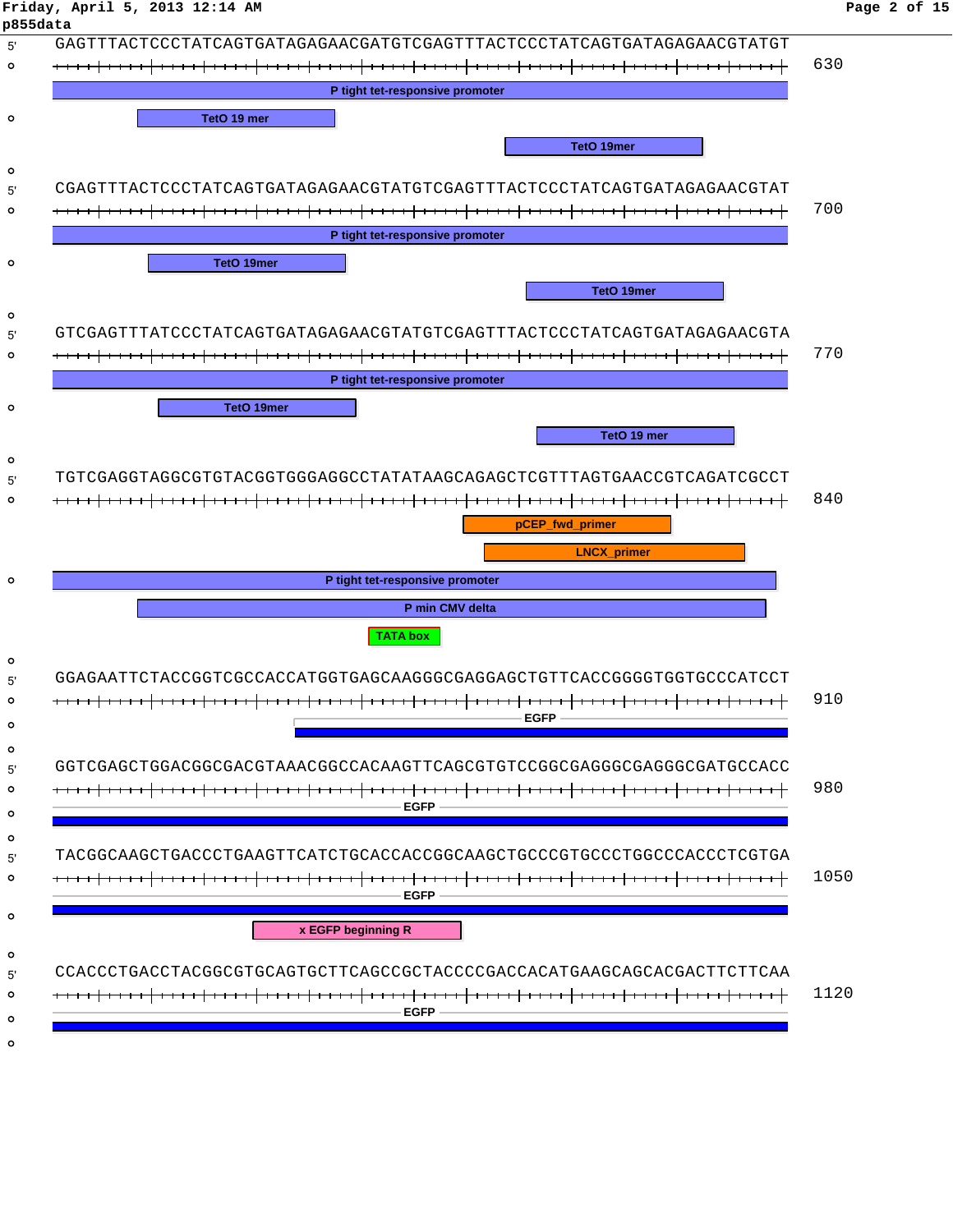p855data

```
5' GAGTTTACTCCCTATCAGTGATAGAGAACGATGTCGAGTTTACTCCCTATCAGTGATAGAGAACGTATGT   630
   P tight tet-responsive promoter
   TetO 19 mer
   TetO 19mer

5' CGAGTTTACTCCCTATCAGTGATAGAGAACGTATGTCGAGTTTACTCCCTATCAGTGATAGAGAACGTAT   700
   P tight tet-responsive promoter
   TetO 19mer
   TetO 19mer

5' GTCGAGTTTATCCCTATCAGTGATAGAGAACGTATGTCGAGTTTACTCCCTATCAGTGATAGAGAACGTA   770
   P tight tet-responsive promoter
   TetO 19mer
   TetO 19 mer

5' TGTCGAGGTAGGCGTGTACGGTGGGAGGCCTATATAAGCAGAGCTCGTTTAGTGAACCGTCAGATCGCCT   840
   pCEP_fwd_primer
   LNCX_primer
   P tight tet-responsive promoter
   P min CMV delta
   TATA box

5' GGAGAATTCTACCGGTCGCCACCATGGTGAGCAAGGGCGAGGAGCTGTTCACCGGGGTGGTGCCCATCCT   910
   EGFP

5' GGTCGAGCTGGACGGCGACGTAAACGGCCACAAGTTCAGCGTGTCCGGCGAGGGCGAGGGCGATGCCACC   980
   EGFP

5' TACGGCAAGCTGACCCTGAAGTTCATCTGCACCACCGGCAAGCTGCCCGTGCCCTGGCCCACCCTCGTGA   1050
   EGFP
   x EGFP beginning R

5' CCACCCTGACCTACGGCGTGCAGTGCTTCAGCCGCTACCCCGACCACATGAAGCAGCACGACTTCTTCAA   1120
   EGFP
```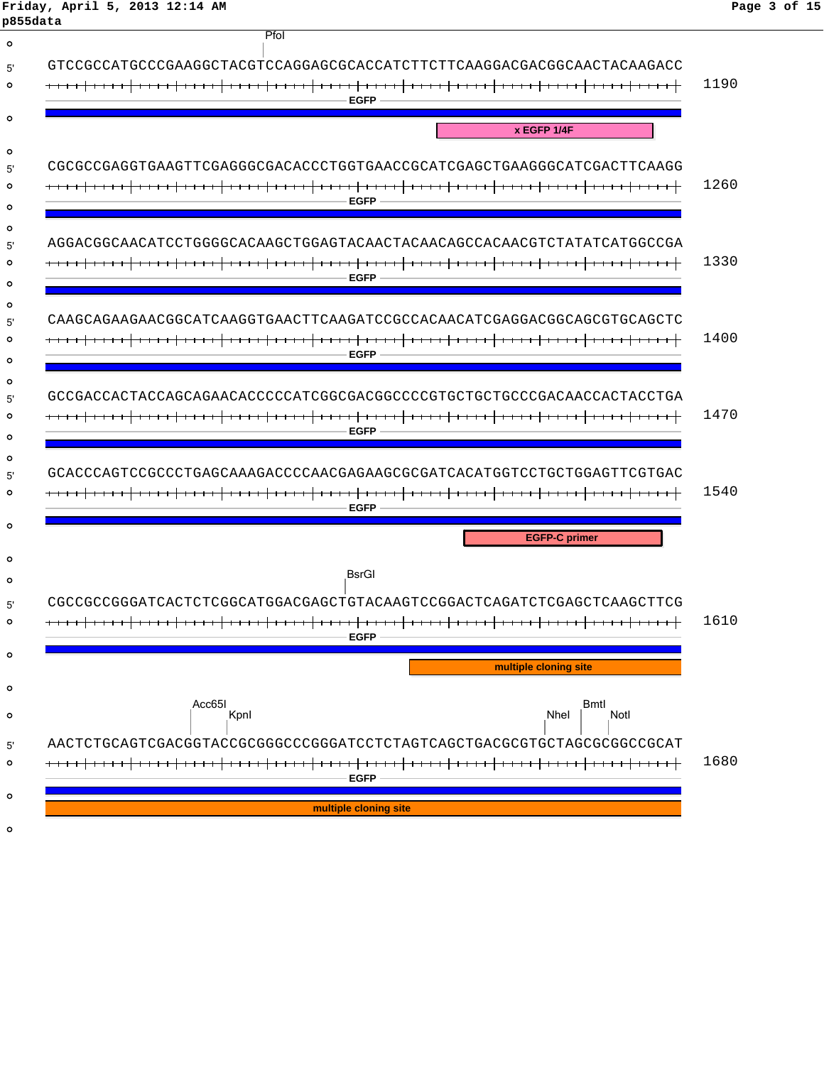p855data

PfoI

```
5' GTCCGCCATGCCCGAAGGCTACGTCCAGGAGCGCACCATCTTCTTCAAGGACGACGGCAACTACAAGACC   1190
```

EGFP

x EGFP 1/4F

```
5' CGCGCCGAGGTGAAGTTCGAGGGCGACACCCTGGTGAACCGCATCGAGCTGAAGGGCATCGACTTCAAGG   1260
```

EGFP

```
5' AGGACGGCAACATCCTGGGGCACAAGCTGGAGTACAACTACAACAGCCACAACGTCTATATCATGGCCGA   1330
```

EGFP

```
5' CAAGCAGAAGAACGGCATCAAGGTGAACTTCAAGATCCGCCACAACATCGAGGACGGCAGCGTGCAGCTC   1400
```

EGFP

```
5' GCCGACCACTACCAGCAGAACACCCCCATCGGCGACGGCCCCGTGCTGCTGCCCGACAACCACTACCTGA   1470
```

EGFP

```
5' GCACCCAGTCCGCCCTGAGCAAAGACCCCAACGAGAAGCGCGATCACATGGTCCTGCTGGAGTTCGTGAC   1540
```

EGFP

EGFP-C primer

BsrGI

```
5' CGCCGCCGGGATCACTCTCGGCATGGACGAGCTGTACAAGTCCGGACTCAGATCTCGAGCTCAAGCTTCG   1610
```

EGFP

multiple cloning site

Acc65I, KpnI, NheI, BmtI, NotI

```
5' AACTCTGCAGTCGACGGTACCGCGGGCCCGGGATCCTCTAGTCAGCTGACGCGTGCTAGCGCGGCCGCAT   1680
```

EGFP

multiple cloning site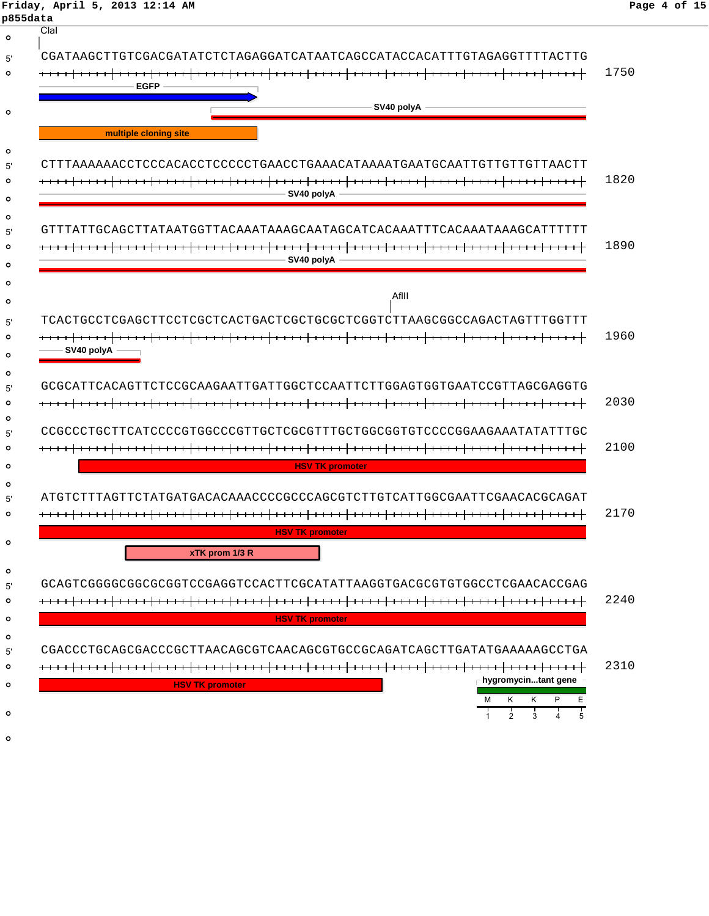p855data

ClaI

5' CGATAAGCTTGTCGACGATATCTCTAGAGGATCATAATCAGCCATACCACATTTGTAGAGGTTTTACTTG 1750

EGFP

SV40 polyA

multiple cloning site

5' CTTTAAAAAACCTCCCACACCTCCCCCTGAACCTGAAACATAAAATGAATGCAATTGTTGTTGTTAACTT 1820

SV40 polyA

5' GTTTATTGCAGCTTATAATGGTTACAAATAAAGCAATAGCATCACAAATTTCACAAATAAAGCATTTTTT 1890

SV40 polyA

AflII

5' TCACTGCCTCGAGCTTCCTCGCTCACTGACTCGCTGCGCTCGGTCTTAAGCGGCCAGACTAGTTTGGTTT 1960

SV40 polyA

5' GCGCATTCACAGTTCTCCGCAAGAATTGATTGGCTCCAATTCTTGGAGTGGTGAATCCGTTAGCGAGGTG 2030

5' CCGCCCTGCTTCATCCCCGTGGCCCGTTGCTCGCGTTTGCTGGCGGTGTCCCCGGAAGAAATATATTTGC 2100

HSV TK promoter

5' ATGTCTTTAGTTCTATGATGACACAAACCCCGCCCAGCGTCTTGTCATTGGCGAATTCGAACACGCAGAT 2170

HSV TK promoter

xTK prom 1/3 R

5' GCAGTCGGGGCGGCGCGGTCCGAGGTCCACTTCGCATATTAAGGTGACGCGTGTGGCCTCGAACACCGAG 2240

HSV TK promoter

5' CGACCCTGCAGCGACCCGCTTAACAGCGTCAACAGCGTGCCGCAGATCAGCTTGATATGAAAAAGCCTGA 2310

HSV TK promoter

hygromycin...tant gene

M K K P E

1 2 3 4 5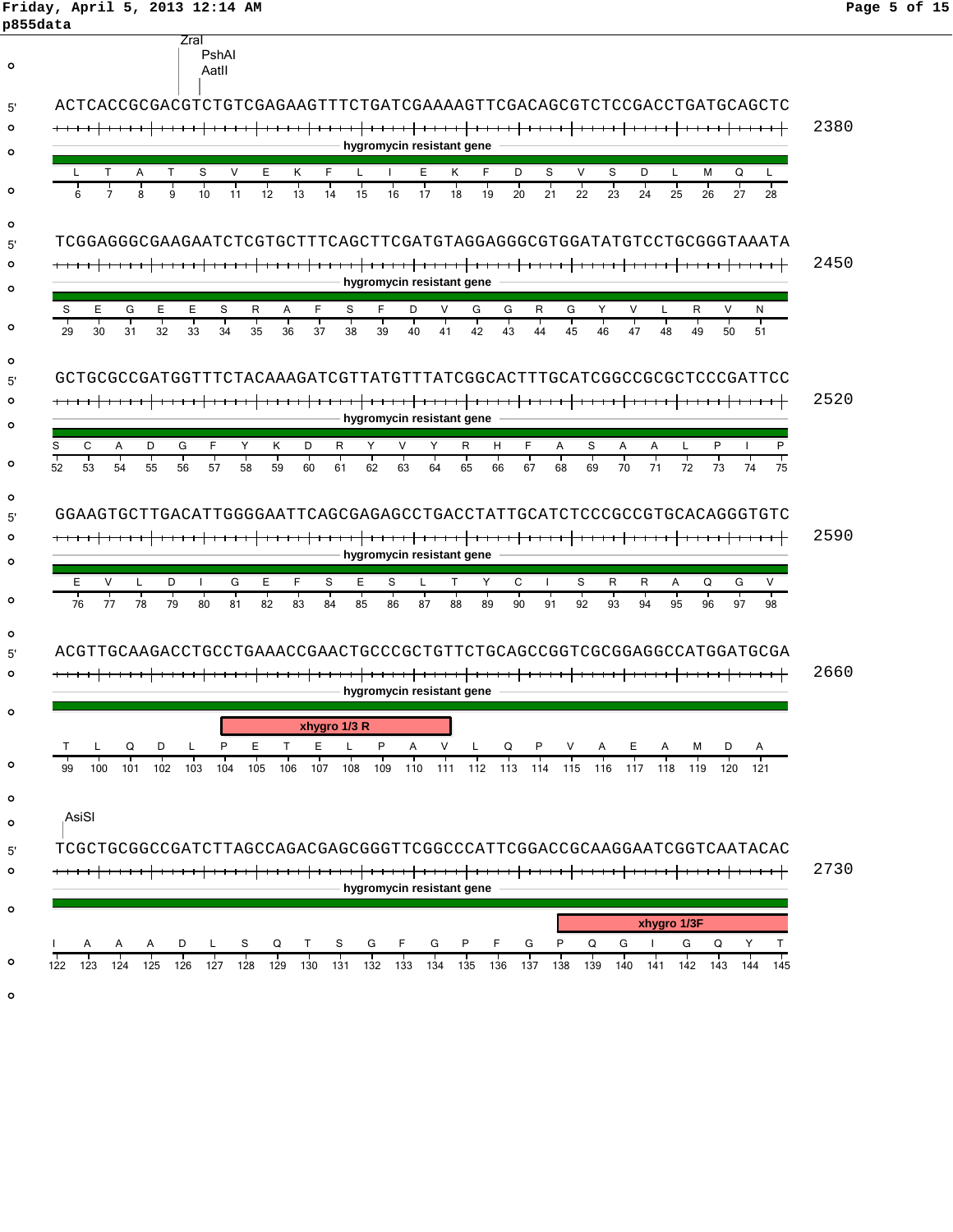ZraI
PshAI
AatII

```
5' ACTCACCGCGACGTCTGTCGAGAAGTTTCTGATCGAAAAGTTCGACAGCGTCTCCGACCTGATGCAGCTC  2380
```

hygromycin resistant gene

```
L  T  A  T  S  V  E  K  F  L  I  E  K  F  D  S  V  S  D  L  M  Q  L
6  7  8  9  10 11 12 13 14 15 16 17 18 19 20 21 22 23 24 25 26 27 28
```

```
5' TCGGAGGGCGAAGAATCTCGTGCTTTCAGCTTCGATGTAGGAGGGCGTGGATATGTCCTGCGGGTAAATA  2450
```

hygromycin resistant gene

```
S  E  G  E  E  S  R  A  F  S  F  D  V  G  G  R  G  Y  V  L  R  V  N
29 30 31 32 33 34 35 36 37 38 39 40 41 42 43 44 45 46 47 48 49 50 51
```

```
5' GCTGCGCCGATGGTTTCTACAAAGATCGTTATGTTTATCGGCACTTTGCATCGGCCGCGCTCCCGATTCC  2520
```

hygromycin resistant gene

```
S  C  A  D  G  F  Y  K  D  R  Y  V  Y  R  H  F  A  S  A  A  L  P  I  P
52 53 54 55 56 57 58 59 60 61 62 63 64 65 66 67 68 69 70 71 72 73 74 75
```

```
5' GGAAGTGCTTGACATTGGGGAATTCAGCGAGAGCCTGACCTATTGCATCTCCCGCCGTGCACAGGGTGTC  2590
```

hygromycin resistant gene

```
E  V  L  D  I  G  E  F  S  E  S  L  T  Y  C  I  S  R  R  A  Q  G  V
76 77 78 79 80 81 82 83 84 85 86 87 88 89 90 91 92 93 94 95 96 97 98
```

```
5' ACGTTGCAAGACCTGCCTGAAACCGAACTGCCCGCTGTTCTGCAGCCGGTCGCGGAGGCCATGGATGCGA  2660
```

hygromycin resistant gene

xhygro 1/3 R

```
T  L   Q   D   L   P   E   T   E   L   P   A   V   L   Q   P   V   A   E   A   M   D   A
99 100 101 102 103 104 105 106 107 108 109 110 111 112 113 114 115 116 117 118 119 120 121
```

AsiSI

```
5' TCGCTGCGGCCGATCTTAGCCAGACGAGCGGGTTCGGCCCATTCGGACCGCAAGGAATCGGTCAATACAC  2730
```

hygromycin resistant gene

xhygro 1/3F

```
I   A   A   A   D   L   S   Q   T   S   G   F   G   P   F   G   P   Q   G   I   G   Q   Y   T
122 123 124 125 126 127 128 129 130 131 132 133 134 135 136 137 138 139 140 141 142 143 144 145
```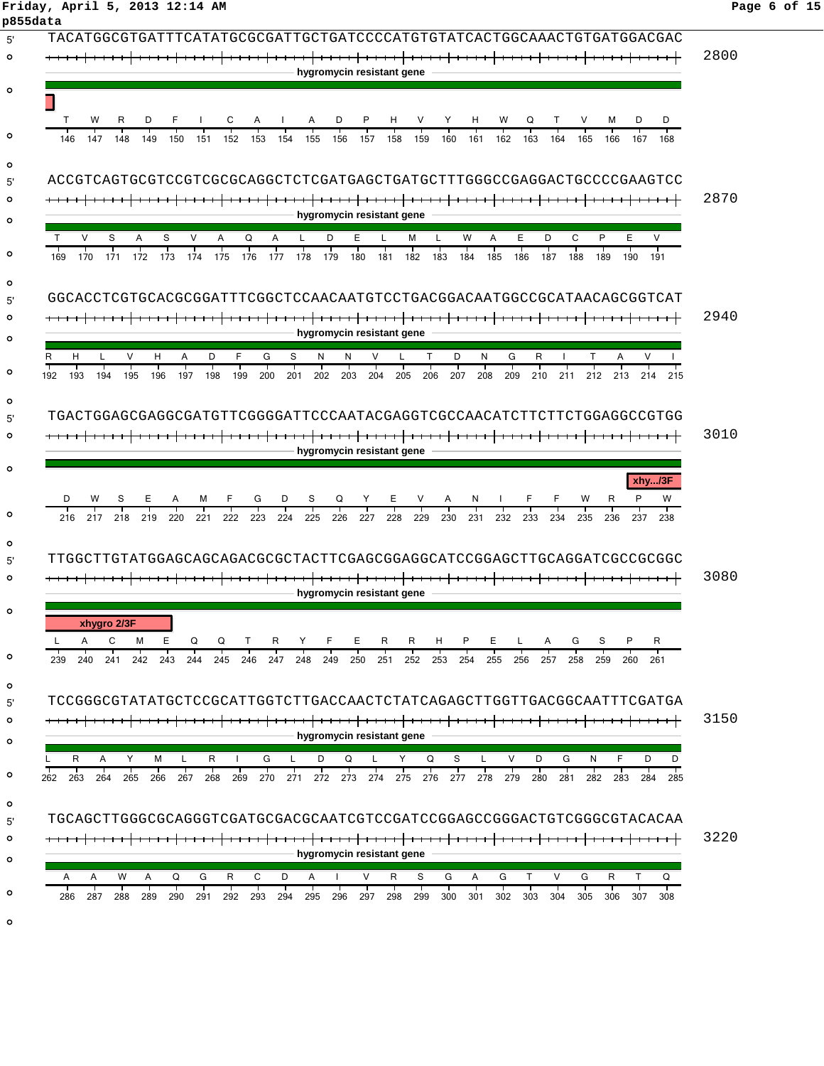p855data

```
5' TACATGGCGTGATTTCATATGCGCGATTGCTGATCCCCATGTGTATCACTGGCAAACTGTGATGGACGAC  2800
                              hygromycin resistant gene
   T   W   R   D   F   I   C   A   I   A   D   P   H   V   Y   H   W   Q   T   V   M   D   D
   146 147 148 149 150 151 152 153 154 155 156 157 158 159 160 161 162 163 164 165 166 167 168

5' ACCGTCAGTGCGTCCGTCGCGCAGGCTCTCGATGAGCTGATGCTTTGGGCCGAGGACTGCCCCGAAGTCC  2870
                              hygromycin resistant gene
   T   V   S   A   S   V   A   Q   A   L   D   E   L   M   L   W   A   E   D   C   P   E   V
   169 170 171 172 173 174 175 176 177 178 179 180 181 182 183 184 185 186 187 188 189 190 191

5' GGCACCTCGTGCACGCGGATTTCGGCTCCAACAATGTCCTGACGGACAATGGCCGCATAACAGCGGTCAT  2940
                              hygromycin resistant gene
   R   H   L   V   H   A   D   F   G   S   N   N   V   L   T   D   N   G   R   I   T   A   V   I
   192 193 194 195 196 197 198 199 200 201 202 203 204 205 206 207 208 209 210 211 212 213 214 215

5' TGACTGGAGCGAGGCGATGTTCGGGGATTCCCAATACGAGGTCGCCAACATCTTCTTCTGGAGGCCGTGG  3010
                              hygromycin resistant gene
                                                                              xhy.../3F
   D   W   S   E   A   M   F   G   D   S   Q   Y   E   V   A   N   I   F   F   W   R   P   W
   216 217 218 219 220 221 222 223 224 225 226 227 228 229 230 231 232 233 234 235 236 237 238

5' TTGGCTTGTATGGAGCAGCAGACGCGCTACTTCGAGCGGAGGCATCCGGAGCTTGCAGGATCGCCGCGGC  3080
                              hygromycin resistant gene
   xhygro 2/3F
   L   A   C   M   E   Q   Q   T   R   Y   F   E   R   R   H   P   E   L   A   G   S   P   R
   239 240 241 242 243 244 245 246 247 248 249 250 251 252 253 254 255 256 257 258 259 260 261

5' TCCGGGCGTATATGCTCCGCATTGGTCTTGACCAACTCTATCAGAGCTTGGTTGACGGCAATTTCGATGA  3150
                              hygromycin resistant gene
   L   R   A   Y   M   L   R   I   G   L   D   Q   L   Y   Q   S   L   V   D   G   N   F   D   D
   262 263 264 265 266 267 268 269 270 271 272 273 274 275 276 277 278 279 280 281 282 283 284 285

5' TGCAGCTTGGGCGCAGGGTCGATGCGACGCAATCGTCCGATCCGGAGCCGGGACTGTCGGGCGTACACAA  3220
                              hygromycin resistant gene
   A   A   W   A   Q   G   R   C   D   A   I   V   R   S   G   A   G   T   V   G   R   T   Q
   286 287 288 289 290 291 292 293 294 295 296 297 298 299 300 301 302 303 304 305 306 307 308
```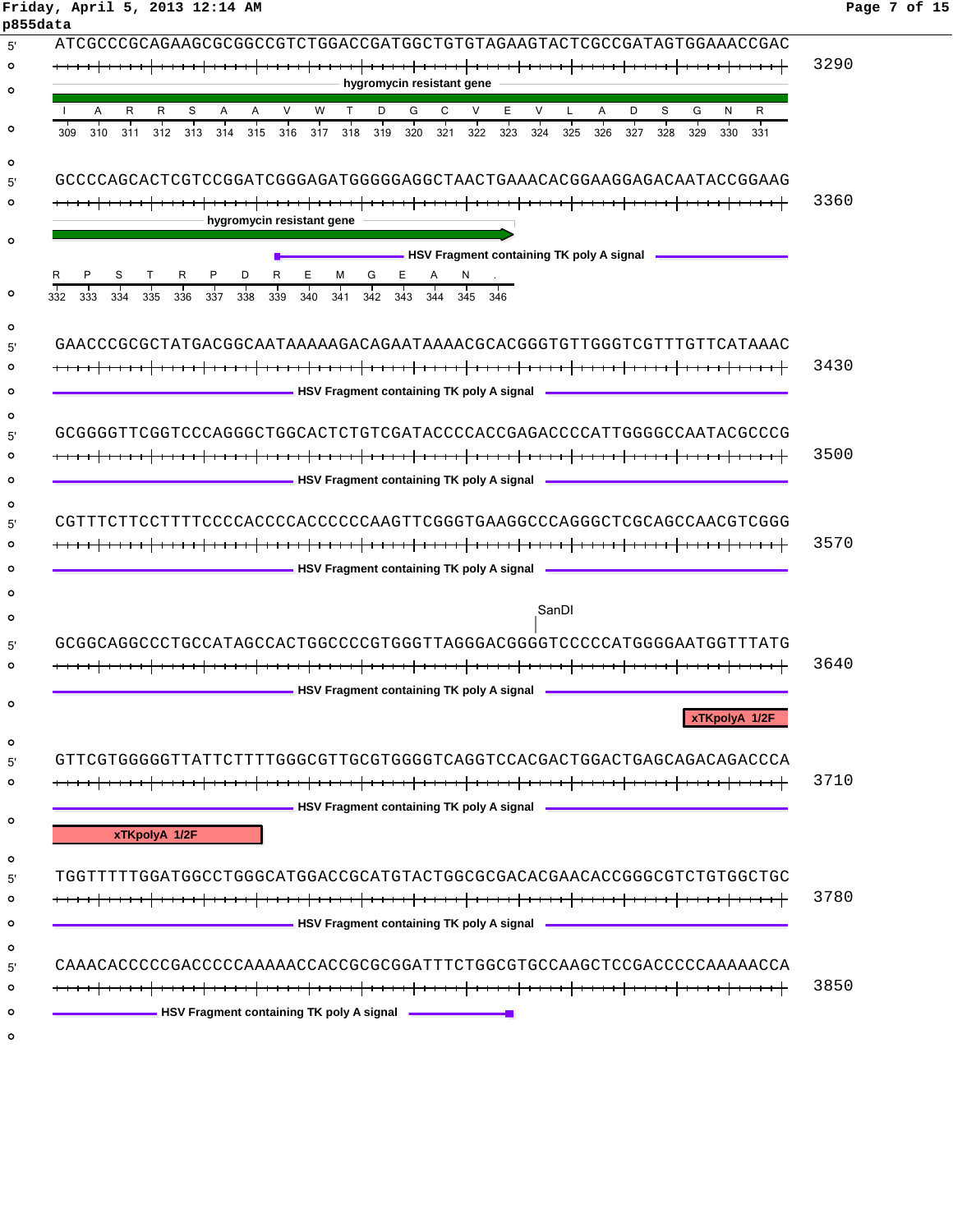```
5' ATCGCCCGCAGAAGCGCGGCCGTCTGGACCGATGGCTGTGTAGAAGTACTCGCCGATAGTGGAAACCGAC    3290
   hygromycin resistant gene
   I   A   R   R   S   A   A   V   W   T   D   G   C   V   E   V   L   A   D   S   G   N   R
   309 310 311 312 313 314 315 316 317 318 319 320 321 322 323 324 325 326 327 328 329 330 331

5' GCCCCAGCACTCGTCCGGATCGGGAGATGGGGGAGGCTAACTGAAACACGGAAGGAGACAATACCGGAAG    3360
   hygromycin resistant gene
   HSV Fragment containing TK poly A signal
   R   P   S   T   R   P   D   R   E   M   G   E   A   N   .
   332 333 334 335 336 337 338 339 340 341 342 343 344 345 346

5' GAACCCGCGCTATGACGGCAATAAAAAGACAGAATAAAACGCACGGGTGTTGGGTCGTTTGTTCATAAAC    3430
   HSV Fragment containing TK poly A signal

5' GCGGGGTTCGGTCCCAGGGCTGGCACTCTGTCGATACCCCACCGAGACCCCATTGGGGCCAATACGCCCG    3500
   HSV Fragment containing TK poly A signal

5' CGTTTCTTCCTTTTCCCCACCCCACCCCCCAAGTTCGGGTGAAGGCCCAGGGCTCGCAGCCAACGTCGGG    3570
   HSV Fragment containing TK poly A signal

                                                        SanDI
5' GCGGCAGGCCCTGCCATAGCCACTGGCCCCGTGGGTTAGGGACGGGGTCCCCCATGGGGAATGGTTTATG    3640
   HSV Fragment containing TK poly A signal
   xTKpolyA 1/2F

5' GTTCGTGGGGGTTATTCTTTTGGGCGTTGCGTGGGGTCAGGTCCACGACTGGACTGAGCAGACAGACCCA    3710
   HSV Fragment containing TK poly A signal
   xTKpolyA 1/2F

5' TGGTTTTTGGATGGCCTGGGCATGGACCGCATGTACTGGCGCGACACGAACACCGGGCGTCTGTGGCTGC    3780
   HSV Fragment containing TK poly A signal

5' CAAACACCCCCGACCCCCAAAAACCACCGCGCGGATTTCTGGCGTGCCAAGCTCCGACCCCCAAAAACCA    3850
   HSV Fragment containing TK poly A signal
```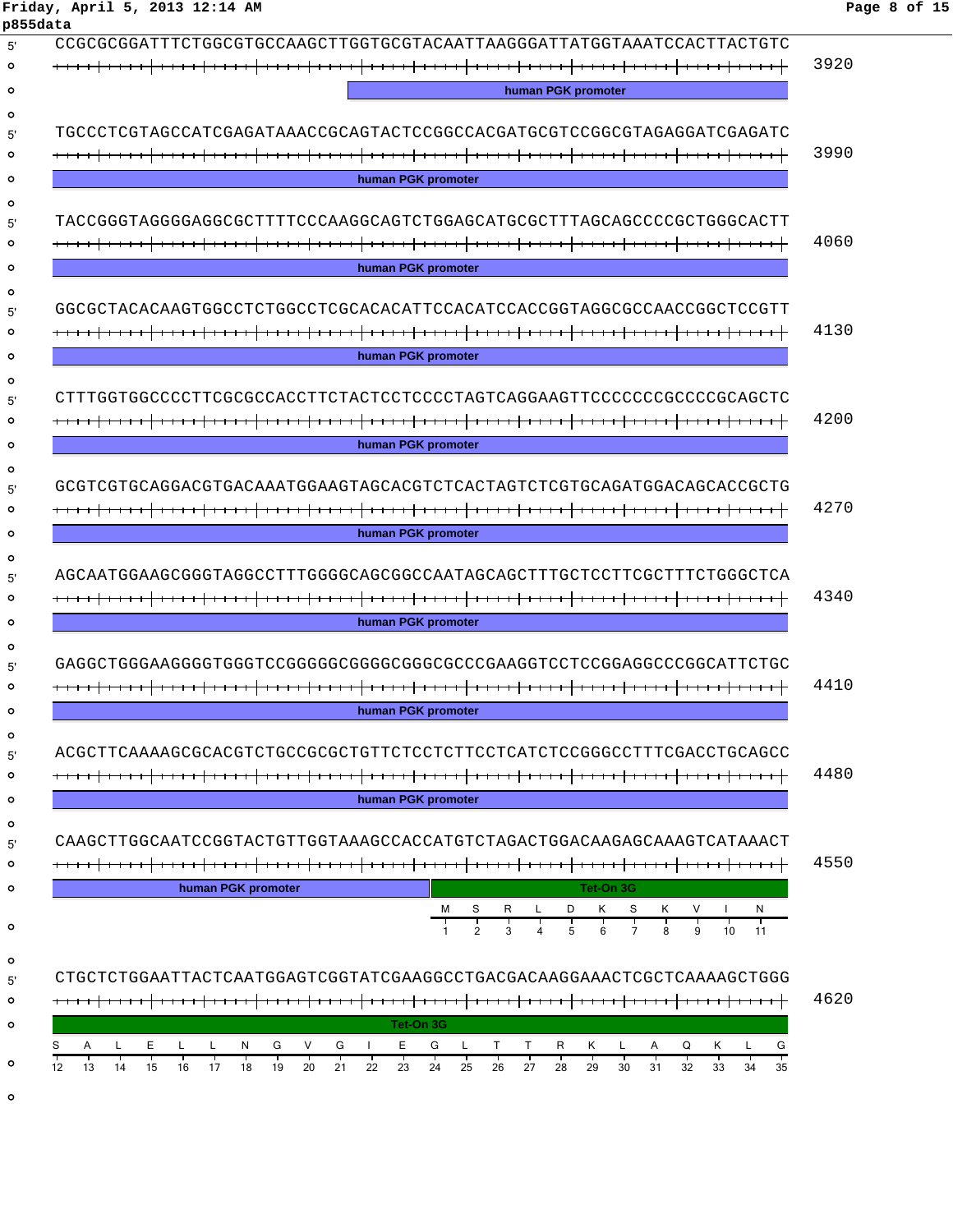```
5' CCGCGCGGATTTCTGGCGTGCCAAGCTTGGTGCGTACAATTAAGGGATTATGGTAAATCCACTTACTGTC   3920
                                                   [human PGK promoter]

5' TGCCCTCGTAGCCATCGAGATAAACCGCAGTACTCCGGCCACGATGCGTCCGGCGTAGAGGATCGAGATC   3990
   [human PGK promoter]

5' TACCGGGTAGGGGAGGCGCTTTTCCCAAGGCAGTCTGGAGCATGCGCTTTAGCAGCCCCGCTGGGCACTT   4060
   [human PGK promoter]

5' GGCGCTACACAAGTGGCCTCTGGCCTCGCACACATTCCACATCCACCGGTAGGCGCCAACCGGCTCCGTT   4130
   [human PGK promoter]

5' CTTTGGTGGCCCCTTCGCGCCACCTTCTACTCCTCCCCTAGTCAGGAAGTTCCCCCCCGCCCCGCAGCTC   4200
   [human PGK promoter]

5' GCGTCGTGCAGGACGTGACAAATGGAAGTAGCACGTCTCACTAGTCTCGTGCAGATGGACAGCACCGCTG   4270
   [human PGK promoter]

5' AGCAATGGAAGCGGGTAGGCCTTTGGGGCAGCGGCCAATAGCAGCTTTGCTCCTTCGCTTTCTGGGCTCA   4340
   [human PGK promoter]

5' GAGGCTGGGAAGGGGTGGGTCCGGGGGCGGGGCGGGCGCCCGAAGGTCCTCCGGAGGCCCGGCATTCTGC   4410
   [human PGK promoter]

5' ACGCTTCAAAAGCGCACGTCTGCCGCGCTGTTCTCCTCTTCCTCATCTCCGGGCCTTTCGACCTGCAGCC   4480
   [human PGK promoter]

5' CAAGCTTGGCAATCCGGTACTGTTGGTAAAGCCACCATGTCTAGACTGGACAAGAGCAAAGTCATAAACT   4550
   [human PGK promoter]                 [Tet-On 3G]
                                        M  S  R  L  D  K  S  K  V  I  N
                                        1  2  3  4  5  6  7  8  9  10 11

5' CTGCTCTGGAATTACTCAATGGAGTCGGTATCGAAGGCCTGACGACAAGGAAACTCGCTCAAAAGCTGGG   4620
   [Tet-On 3G]
   S  A  L  E  L  L  N  G  V  G  I  E  G  L  T  T  R  K  L  A  Q  K  L  G
   12 13 14 15 16 17 18 19 20 21 22 23 24 25 26 27 28 29 30 31 32 33 34 35
```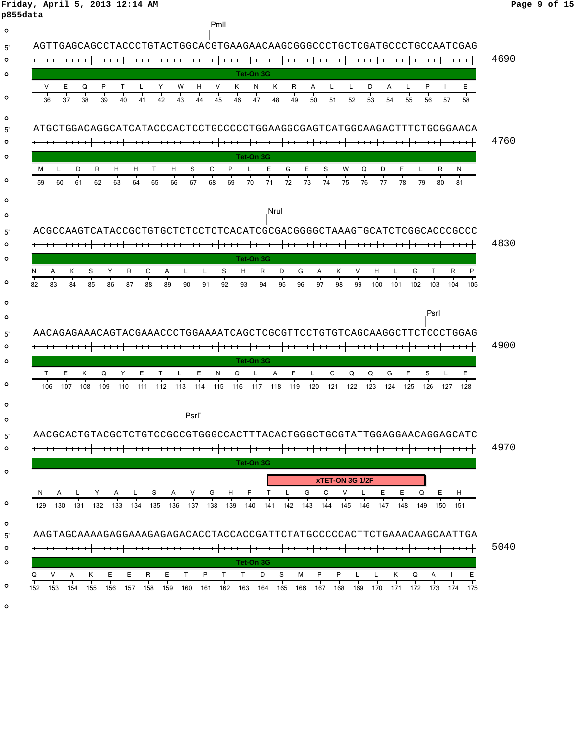```
                                     PmlI
5' AGTTGAGCAGCCTACCCTGTACTGGCACGTGAAGAACAAGCGGGCCCTGCTCGATGCCCTGCCAATCGAG   4690
                                   Tet-On 3G
    V   E   Q   P   T   L   Y   W   H   V   K   N   K   R   A   L   L   D   A   L   P   I   E
   36  37  38  39  40  41  42  43  44  45  46  47  48  49  50  51  52  53  54  55  56  57  58

5' ATGCTGGACAGGCATCATACCCACTCCTGCCCCCTGGAAGGCGAGTCATGGCAAGACTTTCTGCGGAACA   4760
                                   Tet-On 3G
   M   L   D   R   H   H   T   H   S   C   P   L   E   G   E   S   W   Q   D   F   L   R   N
  59  60  61  62  63  64  65  66  67  68  69  70  71  72  73  74  75  76  77  78  79  80  81

                                              NruI
5' ACGCCAAGTCATACCGCTGTGCTCTCCTCTCACATCGCGACGGGGCTAAAGTGCATCTCGGCACCCGCCC   4830
                                   Tet-On 3G
  N   A   K   S   Y   R   C   A   L   L   S   H   R   D   G   A   K   V   H   L   G   T   R   P
 82  83  84  85  86  87  88  89  90  91  92  93  94  95  96  97  98  99 100 101 102 103 104 105

                                                                          PsrI
5' AACAGAGAAACAGTACGAAACCCTGGAAAATCAGCTCGCGTTCCTGTGTCAGCAAGGCTTCTCCCTGGAG   4900
                                   Tet-On 3G
    T   E   K   Q   Y   E   T   L   E   N   Q   L   A   F   L   C   Q   Q   G   F   S   L   E
  106 107 108 109 110 111 112 113 114 115 116 117 118 119 120 121 122 123 124 125 126 127 128

                               PsrI'
5' AACGCACTGTACGCTCTGTCCGCCGTGGGCCACTTTACACTGGGCTGCGTATTGGAGGAACAGGAGCATC   4970
                                   Tet-On 3G
                                            xTET-ON 3G 1/2F
   N   A   L   Y   A   L   S   A   V   G   H   F   T   L   G   C   V   L   E   E   Q   E   H
 129 130 131 132 133 134 135 136 137 138 139 140 141 142 143 144 145 146 147 148 149 150 151

5' AAGTAGCAAAAGAGGAAAGAGAGACACCTACCACCGATTCTATGCCCCCACTTCTGAAACAAGCAATTGA   5040
                                   Tet-On 3G
  Q   V   A   K   E   E   R   E   T   P   T   T   D   S   M   P   P   L   L   K   Q   A   I   E
 152 153 154 155 156 157 158 159 160 161 162 163 164 165 166 167 168 169 170 171 172 173 174 175
```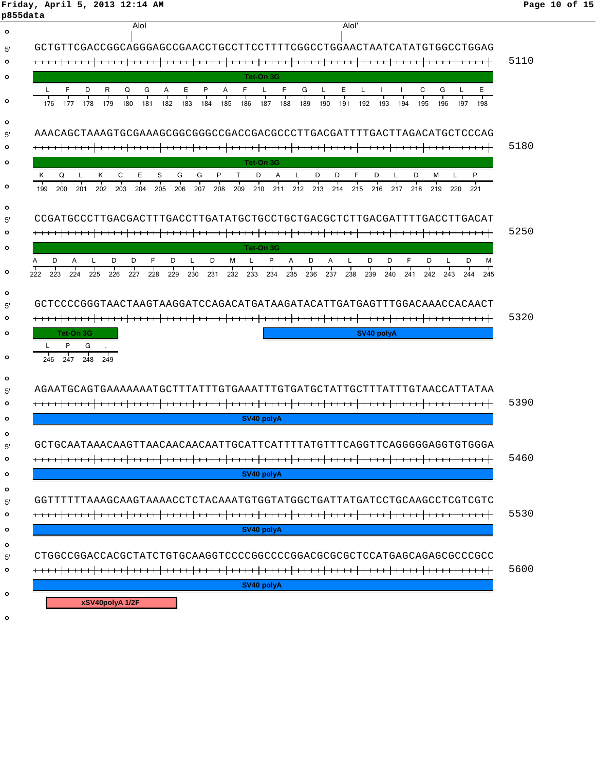p855data

AloI AloI'

```
5' GCTGTTCGACCGGCAGGGAGCCGAACCTGCCTTCCTTTTCGGCCTGGAACTAATCATATGTGGCCTGGAG 5110
   Tet-On 3G
   L  F  D  R  Q  G  A  E  P  A  F  L  F  G  L  E  L  I  I  C  G  L  E
   176 177 178 179 180 181 182 183 184 185 186 187 188 189 190 191 192 193 194 195 196 197 198

5' AAACAGCTAAAGTGCGAAAGCGGCGGGCCGACCGACGCCCTTGACGATTTTGACTTAGACATGCTCCCAG 5180
   Tet-On 3G
   K  Q  L  K  C  E  S  G  G  P  T  D  A  L  D  D  F  D  L  D  M  L  P
   199 200 201 202 203 204 205 206 207 208 209 210 211 212 213 214 215 216 217 218 219 220 221

5' CCGATGCCCTTGACGACTTTGACCTTGATATGCTGCCTGCTGACGCTCTTGACGATTTTGACCTTGACAT 5250
   Tet-On 3G
   A  D  A  L  D  D  F  D  L  D  M  L  P  A  D  A  L  D  D  F  D  L  D  M
   222 223 224 225 226 227 228 229 230 231 232 233 234 235 236 237 238 239 240 241 242 243 244 245

5' GCTCCCCGGGTAACTAAGTAAGGATCCAGACATGATAAGATACATTGATGAGTTTGGACAAACCACAACT 5320
   Tet-On 3G                               SV40 polyA
   L  P  G  .
   246 247 248 249

5' AGAATGCAGTGAAAAAAATGCTTTATTTGTGAAATTTGTGATGCTATTGCTTTATTTGTAACCATTATAA 5390
   SV40 polyA

5' GCTGCAATAAACAAGTTAACAACAACAATTGCATTCATTTTATGTTTCAGGTTCAGGGGGAGGTGTGGGA 5460
   SV40 polyA

5' GGTTTTTTAAAGCAAGTAAAACCTCTACAAATGTGGTATGGCTGATTATGATCCTGCAAGCCTCGTCGTC 5530
   SV40 polyA

5' CTGGCCGGACCACGCTATCTGTGCAAGGTCCCCGGCCCCGGACGCGCGCTCCATGAGCAGAGCGCCCGCC 5600
   SV40 polyA
   xSV40polyA 1/2F
```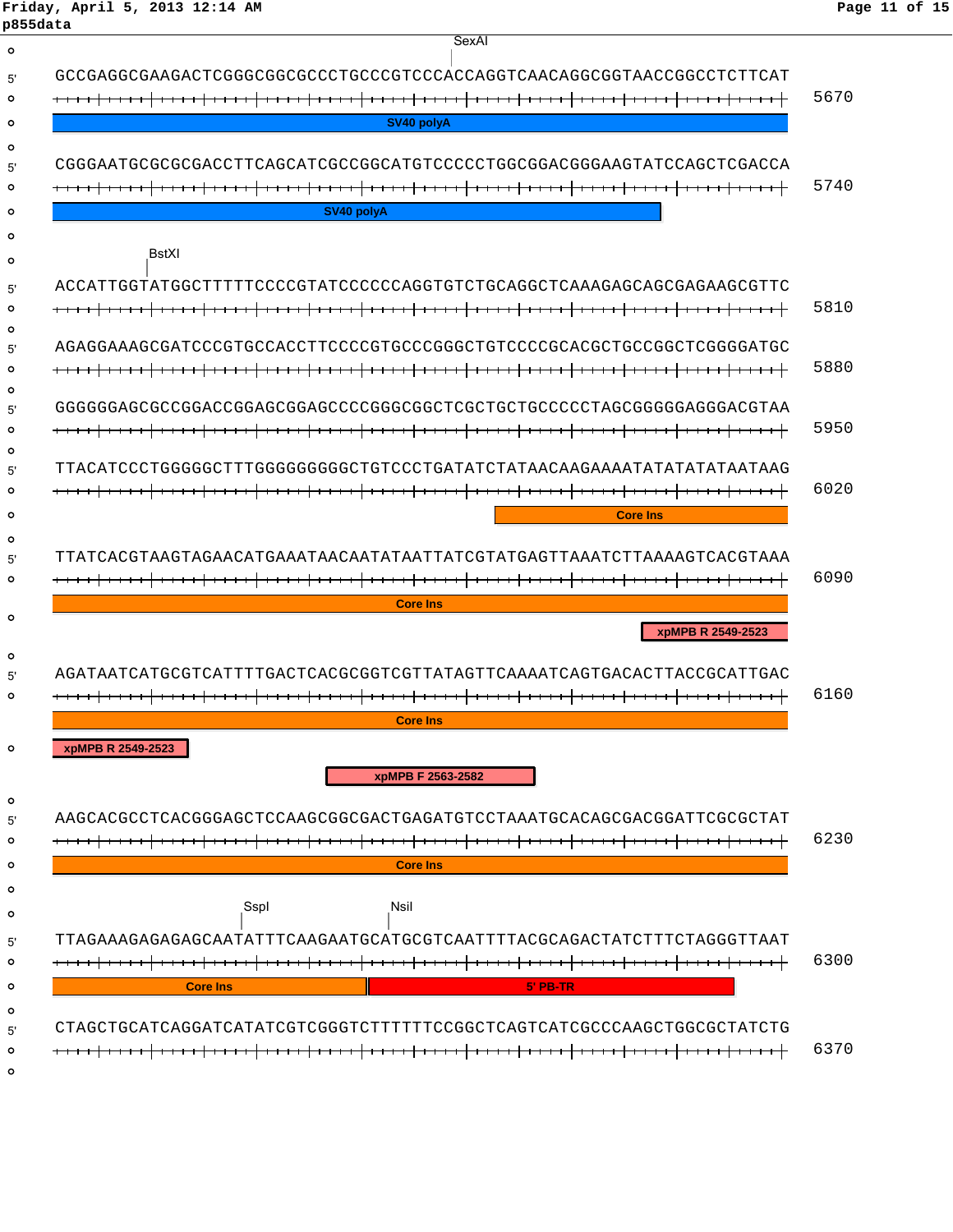p855data

SexAI

GCCGAGGCGAAGACTCGGGCGGCGCCCTGCCCGTCCCACCAGGTCAACAGGCGGTAACCGGCCTCTTCAT 5670

SV40 polyA

CGGGAATGCGCGCGACCTTCAGCATCGCCGGCATGTCCCCCTGGCGGACGGGAAGTATCCAGCTCGACCA 5740

SV40 polyA

BstXI

ACCATTGGTATGGCTTTTTCCCCGTATCCCCCCAGGTGTCTGCAGGCTCAAAGAGCAGCGAGAAGCGTTC 5810

AGAGGAAAGCGATCCCGTGCCACCTTCCCCGTGCCCGGGCTGTCCCCGCACGCTGCCGGCTCGGGGATGC 5880

GGGGGGAGCGCCGGACCGGAGCGGAGCCCCGGGCGGCTCGCTGCTGCCCCCTAGCGGGGGAGGGACGTAA 5950

TTACATCCCTGGGGGCTTTGGGGGGGGGCTGTCCCTGATATCTATAACAAGAAAATATATATATATAATAAG 6020

Core Ins

TTATCACGTAAGTAGAACATGAAATAACAATATAATTATCGTATGAGTTAAATCTTAAAAGTCACGTAAA 6090

Core Ins

xpMPB R 2549-2523

AGATAATCATGCGTCATTTTGACTCACGCGGTCGTTATAGTTCAAAATCAGTGACACTTACCGCATTGAC 6160

Core Ins

xpMPB R 2549-2523

xpMPB F 2563-2582

AAGCACGCCTCACGGGAGCTCCAAGCGGCGACTGAGATGTCCTAAATGCACAGCGACGGATTCGCGCTAT 6230

Core Ins

SspI NsiI

TTAGAAAGAGAGAGCAATATTTCAAGAATGCATGCGTCAATTTTACGCAGACTATCTTTCTAGGGTTAAT 6300

Core Ins 5' PB-TR

CTAGCTGCATCAGGATCATATCGTCGGGTCTTTTTTCCGGCTCAGTCATCGCCCAAGCTGGCGCTATCTG 6370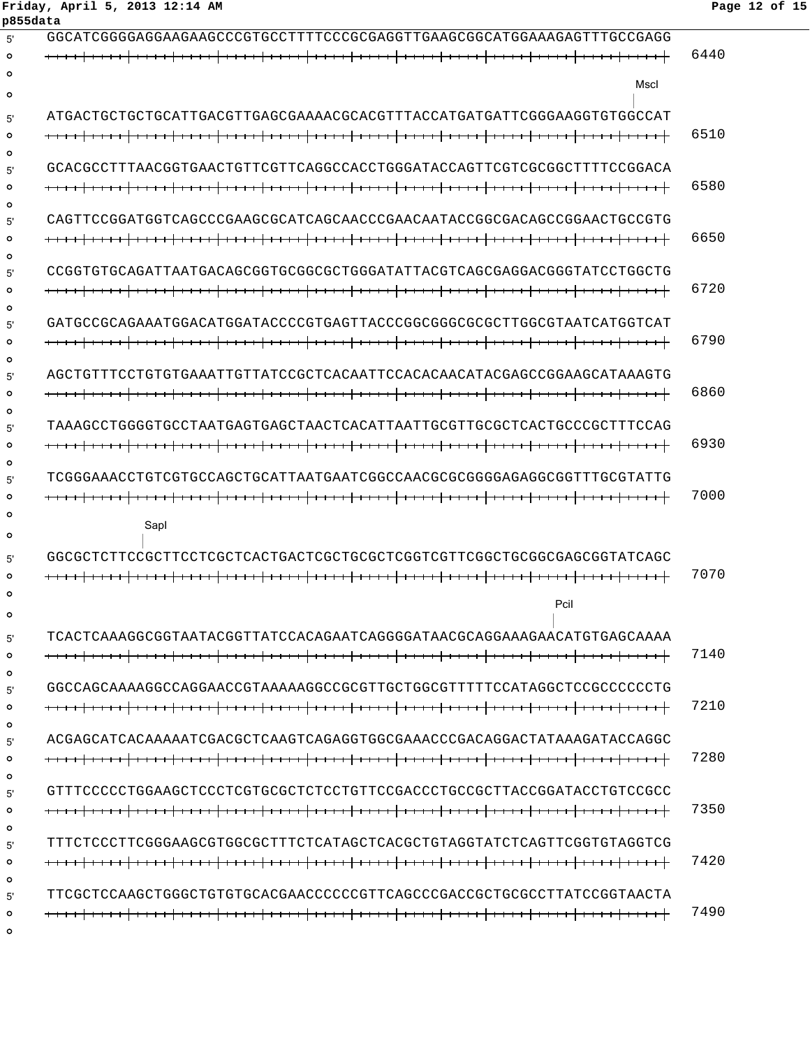p855data

```
5' GGCATCGGGGAGGAAGAAGCCCGTGCCTTTTCCCGCGAGGTTGAAGCGGCATGGAAAGAGTTTGCCGAGG   6440

                                                                    MscI
5' ATGACTGCTGCTGCATTGACGTTGAGCGAAAACGCACGTTTACCATGATGATTCGGGAAGGTGTGGCCAT   6510

5' GCACGCCTTTAACGGTGAACTGTTCGTTCAGGCCACCTGGGATACCAGTTCGTCGCGGCTTTTCCGGACA   6580

5' CAGTTCCGGATGGTCAGCCCGAAGCGCATCAGCAACCCGAACAATACCGGCGACAGCCGGAACTGCCGTG   6650

5' CCGGTGTGCAGATTAATGACAGCGGTGCGGCGCTGGGATATTACGTCAGCGAGGACGGGTATCCTGGCTG   6720

5' GATGCCGCAGAAATGGACATGGATACCCCGTGAGTTACCCGGCGGGCGCGCTTGGCGTAATCATGGTCAT   6790

5' AGCTGTTTCCTGTGTGAAATTGTTATCCGCTCACAATTCCACACAACATACGAGCCGGAAGCATAAAGTG   6860

5' TAAAGCCTGGGGTGCCTAATGAGTGAGCTAACTCACATTAATTGCGTTGCGCTCACTGCCCGCTTTCCAG   6930

5' TCGGGAAACCTGTCGTGCCAGCTGCATTAATGAATCGGCCAACGCGCGGGGAGAGGCGGTTTGCGTATTG   7000

          SapI
5' GGCGCTCTTCCGCTTCCTCGCTCACTGACTCGCTGCGCTCGGTCGTTCGGCTGCGGCGAGCGGTATCAGC   7070

                                                         PciI
5' TCACTCAAAGGCGGTAATACGGTTATCCACAGAATCAGGGGATAACGCAGGAAAGAACATGTGAGCAAAA   7140

5' GGCCAGCAAAAGGCCAGGAACCGTAAAAAGGCCGCGTTGCTGGCGTTTTTCCATAGGCTCCGCCCCCCTG   7210

5' ACGAGCATCACAAAAATCGACGCTCAAGTCAGAGGTGGCGAAACCCGACAGGACTATAAAGATACCAGGC   7280

5' GTTTCCCCCTGGAAGCTCCCTCGTGCGCTCTCCTGTTCCGACCCTGCCGCTTACCGGATACCTGTCCGCC   7350

5' TTTCTCCCTTCGGGAAGCGTGGCGCTTTCTCATAGCTCACGCTGTAGGTATCTCAGTTCGGTGTAGGTCG   7420

5' TTCGCTCCAAGCTGGGCTGTGTGCACGAACCCCCCGTTCAGCCCGACCGCTGCGCCTTATCCGGTAACTA   7490
```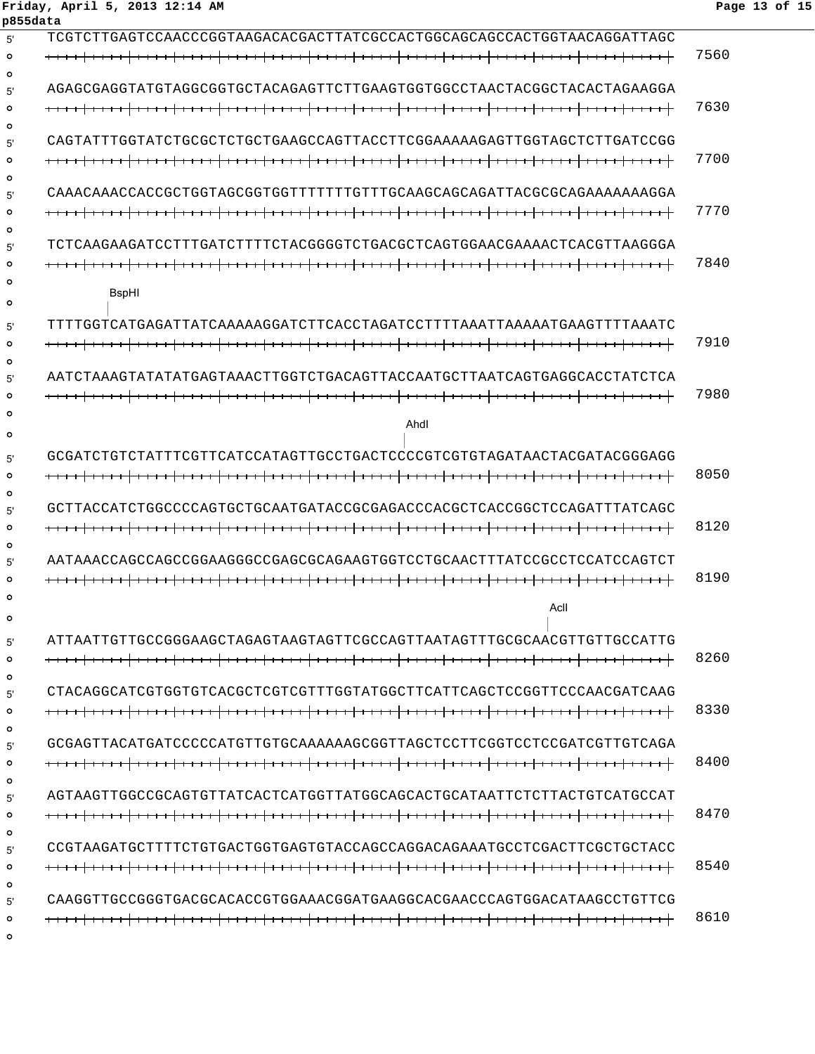```
5' TCGTCTTGAGTCCAACCCGGTAAGACACGACTTATCGCCACTGGCAGCAGCCACTGGTAACAGGATTAGC   7560

5' AGAGCGAGGTATGTAGGCGGTGCTACAGAGTTCTTGAAGTGGTGGCCTAACTACGGCTACACTAGAAGGA   7630

5' CAGTATTTGGTATCTGCGCTCTGCTGAAGCCAGTTACCTTCGGAAAAAGAGTTGGTAGCTCTTGATCCGG   7700

5' CAAACAAACCACCGCTGGTAGCGGTGGTTTTTTTGTTTGCAAGCAGCAGATTACGCGCAGAAAAAAAGGA   7770

5' TCTCAAGAAGATCCTTTGATCTTTTCTACGGGGTCTGACGCTCAGTGGAACGAAAACTCACGTTAAGGGA   7840

         BspHI
5' TTTTGGTCATGAGATTATCAAAAAGGATCTTCACCTAGATCCTTTTAAATTAAAAATGAAGTTTTAAATC   7910

5' AATCTAAAGTATATATGAGTAAACTTGGTCTGACAGTTACCAATGCTTAATCAGTGAGGCACCTATCTCA   7980

                                                AhdI
5' GCGATCTGTCTATTTCGTTCATCCATAGTTGCCTGACTCCCCGTCGTGTAGATAACTACGATACGGGAGG   8050

5' GCTTACCATCTGGCCCCAGTGCTGCAATGATACCGCGAGACCCACGCTCACCGGCTCCAGATTTATCAGC   8120

5' AATAAACCAGCCAGCCGGAAGGGCCGAGCGCAGAAGTGGTCCTGCAACTTTATCCGCCTCCATCCAGTCT   8190

                                                                 AclI
5' ATTAATTGTTGCCGGGAAGCTAGAGTAAGTAGTTCGCCAGTTAATAGTTTGCGCAACGTTGTTGCCATTG   8260

5' CTACAGGCATCGTGGTGTCACGCTCGTCGTTTGGTATGGCTTCATTCAGCTCCGGTTCCCAACGATCAAG   8330

5' GCGAGTTACATGATCCCCCATGTTGTGCAAAAAAGCGGTTAGCTCCTTCGGTCCTCCGATCGTTGTCAGA   8400

5' AGTAAGTTGGCCGCAGTGTTATCACTCATGGTTATGGCAGCACTGCATAATTCTCTTACTGTCATGCCAT   8470

5' CCGTAAGATGCTTTTCTGTGACTGGTGAGTGTACCAGCCAGGACAGAAATGCCTCGACTTCGCTGCTACC   8540

5' CAAGGTTGCCGGGTGACGCACACCGTGGAAACGGATGAAGGCACGAACCCAGTGGACATAAGCCTGTTCG   8610
```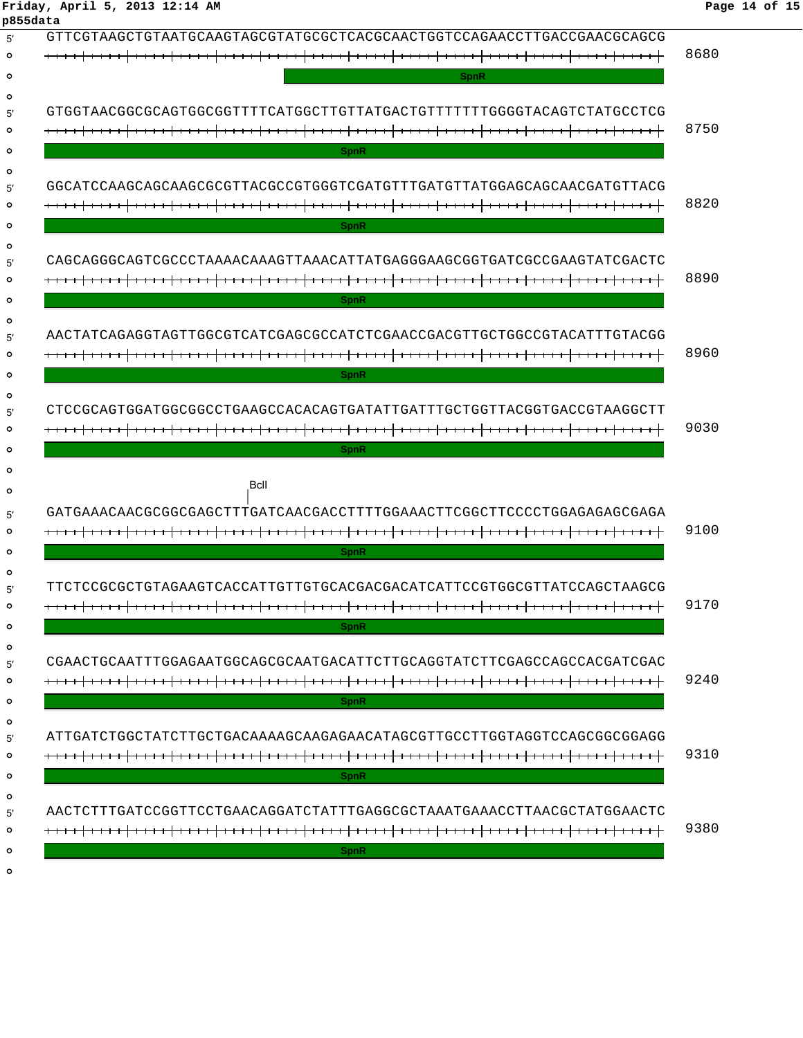p855data

```
5' GTTCGTAAGCTGTAATGCAAGTAGCGTATGCGCTCACGCAACTGGTCCAGAACCTTGACCGAACGCAGCG 8680
                                                SpnR

5' GTGGTAACGGCGCAGTGGCGGTTTTCATGGCTTGTTATGACTGTTTTTTTGGGGTACAGTCTATGCCTCG 8750
                                 SpnR

5' GGCATCCAAGCAGCAAGCGCGTTACGCCGTGGGTCGATGTTTGATGTTATGGAGCAGCAACGATGTTACG 8820
                                 SpnR

5' CAGCAGGGCAGTCGCCCTAAAACAAAGTTAAACATTATGAGGGAAGCGGTGATCGCCGAAGTATCGACTC 8890
                                 SpnR

5' AACTATCAGAGGTAGTTGGCGTCATCGAGCGCCATCTCGAACCGACGTTGCTGGCCGTACATTTGTACGG 8960
                                 SpnR

5' CTCCGCAGTGGATGGCGGCCTGAAGCCACACAGTGATATTGATTTGCTGGTTACGGTGACCGTAAGGCTT 9030
                                 SpnR

                          BclI
5' GATGAAACAACGCGGCGAGCTTTGATCAACGACCTTTTGGAAACTTCGGCTTCCCCTGGAGAGAGCGAGA 9100
                                 SpnR

5' TTCTCCGCGCTGTAGAAGTCACCATTGTTGTGCACGACGACATCATTCCGTGGCGTTATCCAGCTAAGCG 9170
                                 SpnR

5' CGAACTGCAATTTGGAGAATGGCAGCGCAATGACATTCTTGCAGGTATCTTCGAGCCAGCCACGATCGAC 9240
                                 SpnR

5' ATTGATCTGGCTATCTTGCTGACAAAAGCAAGAGAACATAGCGTTGCCTTGGTAGGTCCAGCGGCGGAGG 9310
                                 SpnR

5' AACTCTTTGATCCGGTTCCTGAACAGGATCTATTTGAGGCGCTAAATGAAACCTTAACGCTATGGAACTC 9380
                                 SpnR
```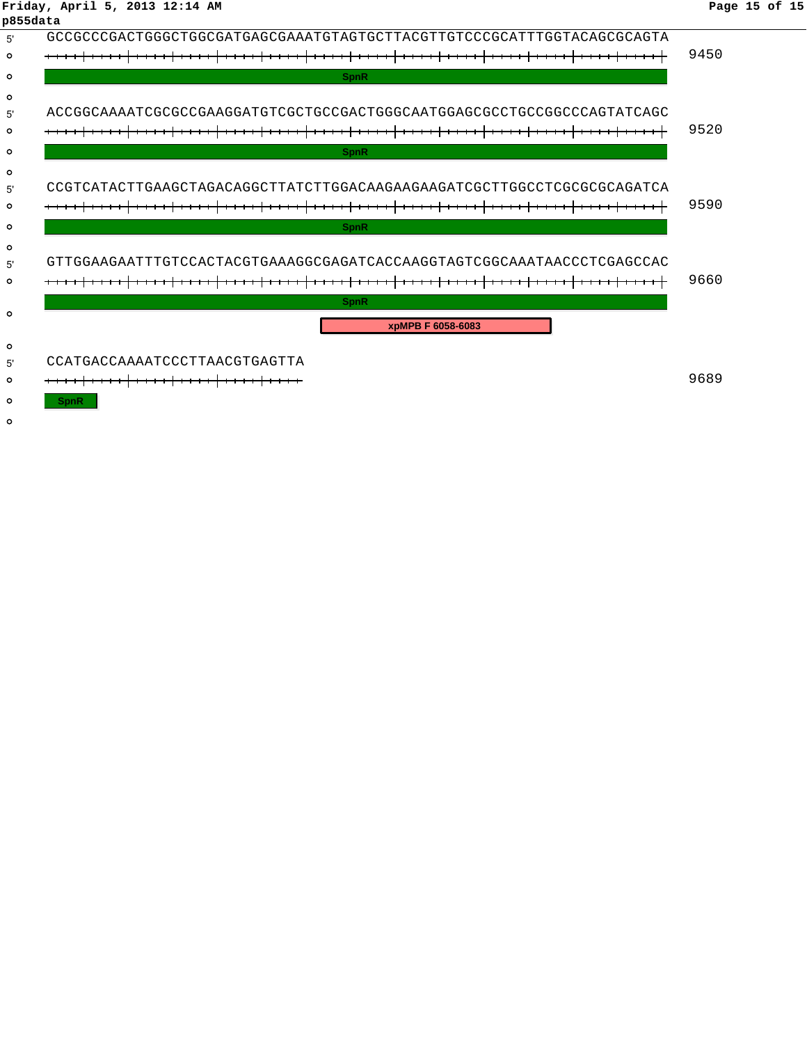p855data

5' GCCGCCCGACTGGGCTGGCGATGAGCGAAATGTAGTGCTTACGTTGTCCCGCATTTGGTACAGCGCAGTA 9450

SpnR

5' ACCGGCAAAATCGCGCCGAAGGATGTCGCTGCCGACTGGGCAATGGAGCGCCTGCCGGCCCAGTATCAGC 9520

SpnR

5' CCGTCATACTTGAAGCTAGACAGGCTTATCTTGGACAAGAAGAAGATCGCTTGGCCTCGCGCGCAGATCA 9590

SpnR

5' GTTGGAAGAATTTGTCCACTACGTGAAAGGCGAGATCACCAAGGTAGTCGGCAAATAACCCTCGAGCCAC 9660

SpnR

xpMPB F 6058-6083

5' CCATGACCAAAATCCCTTAACGTGAGTTA 9689

SpnR